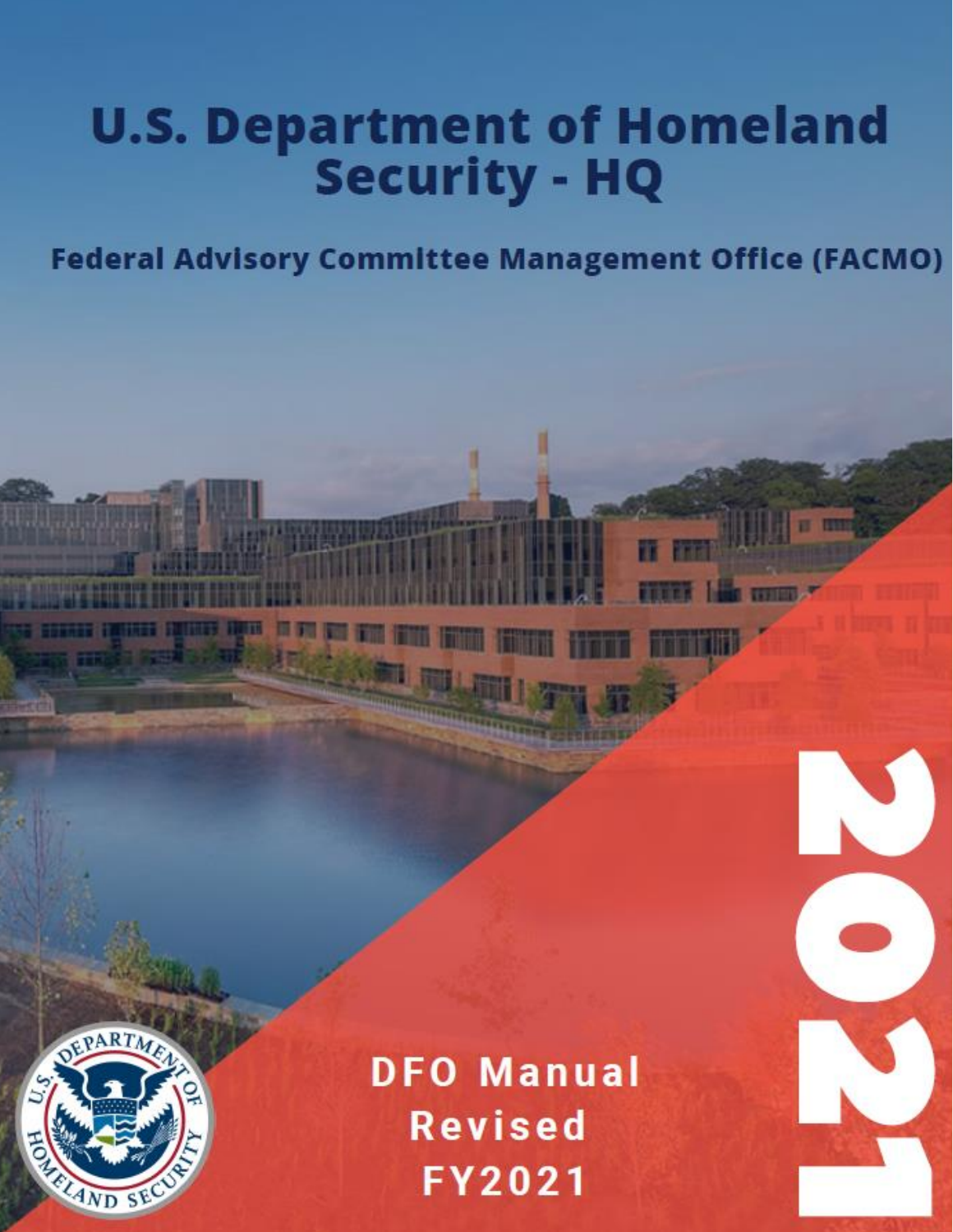# U.S. Department of Homeland Security - HQ

## Federal Advisory Committee Management Office (FACMO)

DFO Manual
Revised
FY2021

2021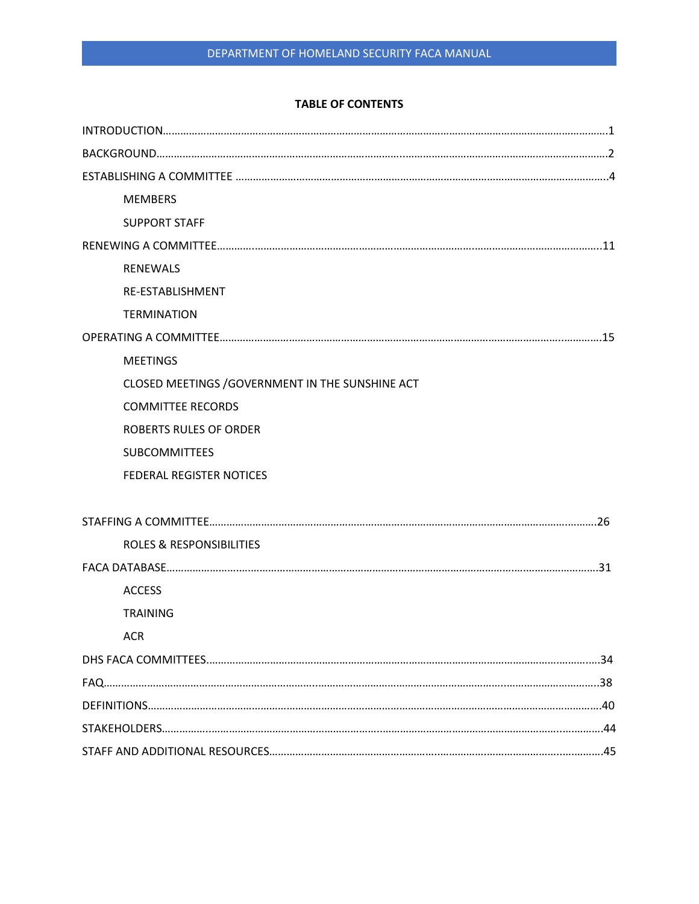**TABLE OF CONTENTS**

INTRODUCTION……………………………………………………………………………………………………………………………………1

BACKGROUND……………………………………………………………………………………………………………………………………2

ESTABLISHING A COMMITTEE ……………………………………………………………………………………………………………4

- MEMBERS
- SUPPORT STAFF

RENEWING A COMMITTEE………………………………………………………………………………………………………………..11

- RENEWALS
- RE-ESTABLISHMENT
- TERMINATION

OPERATING A COMMITTEE……………………………………………………………………………………………………………..15

- MEETINGS
- CLOSED MEETINGS /GOVERNMENT IN THE SUNSHINE ACT
- COMMITTEE RECORDS
- ROBERTS RULES OF ORDER
- SUBCOMMITTEES
- FEDERAL REGISTER NOTICES

STAFFING A COMMITTEE……………………………………………………………………………………………………………….26

- ROLES & RESPONSIBILITIES

FACA DATABASE…………………………………………………………………………………………………………………………….31

- ACCESS
- TRAINING
- ACR

DHS FACA COMMITTEES…………………………………………………………………………………………………………………34

FAQ…………………………………………………………………………………………………………………………………………………..38

DEFINITIONS……………………………………………………………………………………………………………………………………40

STAKEHOLDERS……………………………………………………………………………………………………………………………….44

STAFF AND ADDITIONAL RESOURCES…………………………………………………………………………………………….45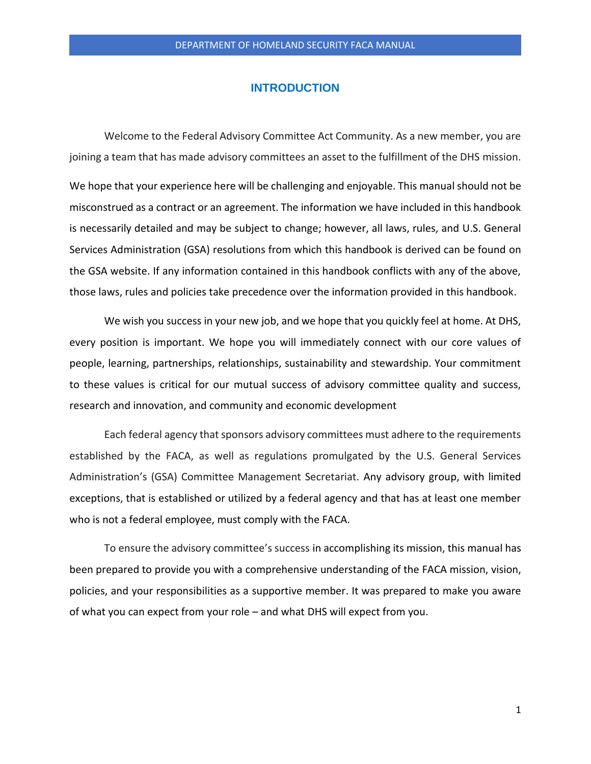# INTRODUCTION

Welcome to the Federal Advisory Committee Act Community. As a new member, you are joining a team that has made advisory committees an asset to the fulfillment of the DHS mission.

We hope that your experience here will be challenging and enjoyable. This manual should not be misconstrued as a contract or an agreement. The information we have included in this handbook is necessarily detailed and may be subject to change; however, all laws, rules, and U.S. General Services Administration (GSA) resolutions from which this handbook is derived can be found on the GSA website. If any information contained in this handbook conflicts with any of the above, those laws, rules and policies take precedence over the information provided in this handbook.

We wish you success in your new job, and we hope that you quickly feel at home. At DHS, every position is important. We hope you will immediately connect with our core values of people, learning, partnerships, relationships, sustainability and stewardship. Your commitment to these values is critical for our mutual success of advisory committee quality and success, research and innovation, and community and economic development

Each federal agency that sponsors advisory committees must adhere to the requirements established by the FACA, as well as regulations promulgated by the U.S. General Services Administration's (GSA) Committee Management Secretariat. Any advisory group, with limited exceptions, that is established or utilized by a federal agency and that has at least one member who is not a federal employee, must comply with the FACA.

To ensure the advisory committee's success in accomplishing its mission, this manual has been prepared to provide you with a comprehensive understanding of the FACA mission, vision, policies, and your responsibilities as a supportive member. It was prepared to make you aware of what you can expect from your role – and what DHS will expect from you.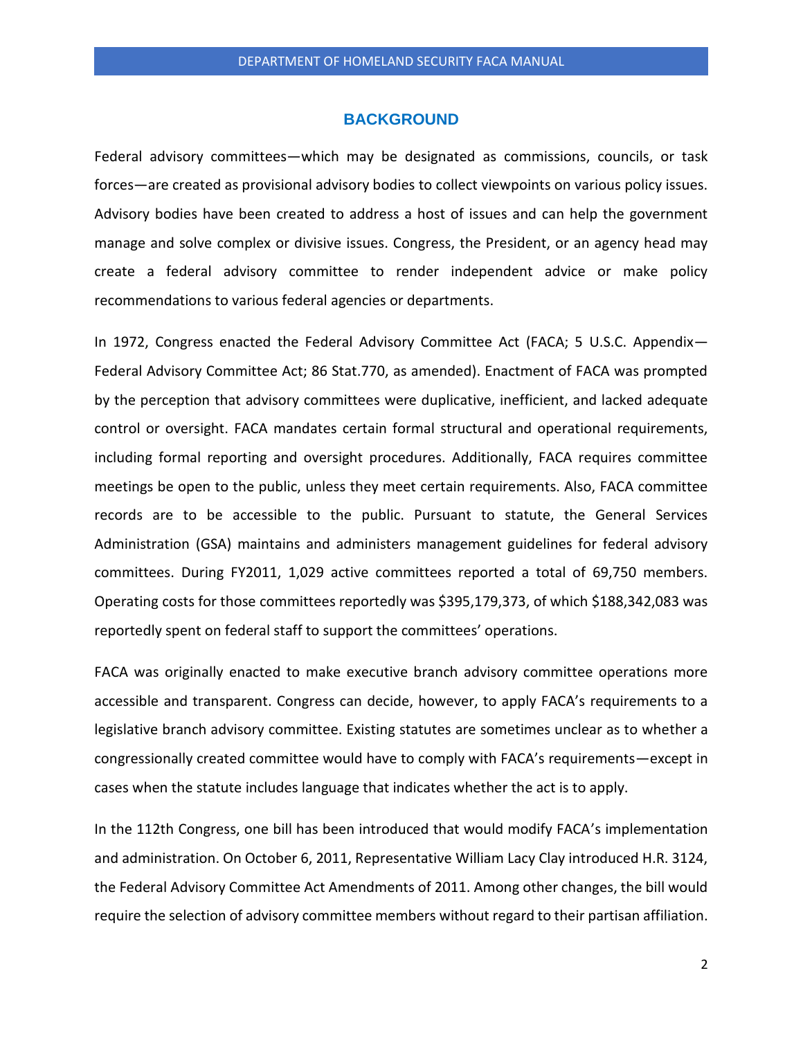## BACKGROUND

Federal advisory committees—which may be designated as commissions, councils, or task forces—are created as provisional advisory bodies to collect viewpoints on various policy issues. Advisory bodies have been created to address a host of issues and can help the government manage and solve complex or divisive issues. Congress, the President, or an agency head may create a federal advisory committee to render independent advice or make policy recommendations to various federal agencies or departments.

In 1972, Congress enacted the Federal Advisory Committee Act (FACA; 5 U.S.C. Appendix—Federal Advisory Committee Act; 86 Stat.770, as amended). Enactment of FACA was prompted by the perception that advisory committees were duplicative, inefficient, and lacked adequate control or oversight. FACA mandates certain formal structural and operational requirements, including formal reporting and oversight procedures. Additionally, FACA requires committee meetings be open to the public, unless they meet certain requirements. Also, FACA committee records are to be accessible to the public. Pursuant to statute, the General Services Administration (GSA) maintains and administers management guidelines for federal advisory committees. During FY2011, 1,029 active committees reported a total of 69,750 members. Operating costs for those committees reportedly was $395,179,373, of which $188,342,083 was reportedly spent on federal staff to support the committees' operations.

FACA was originally enacted to make executive branch advisory committee operations more accessible and transparent. Congress can decide, however, to apply FACA's requirements to a legislative branch advisory committee. Existing statutes are sometimes unclear as to whether a congressionally created committee would have to comply with FACA's requirements—except in cases when the statute includes language that indicates whether the act is to apply.

In the 112th Congress, one bill has been introduced that would modify FACA's implementation and administration. On October 6, 2011, Representative William Lacy Clay introduced H.R. 3124, the Federal Advisory Committee Act Amendments of 2011. Among other changes, the bill would require the selection of advisory committee members without regard to their partisan affiliation.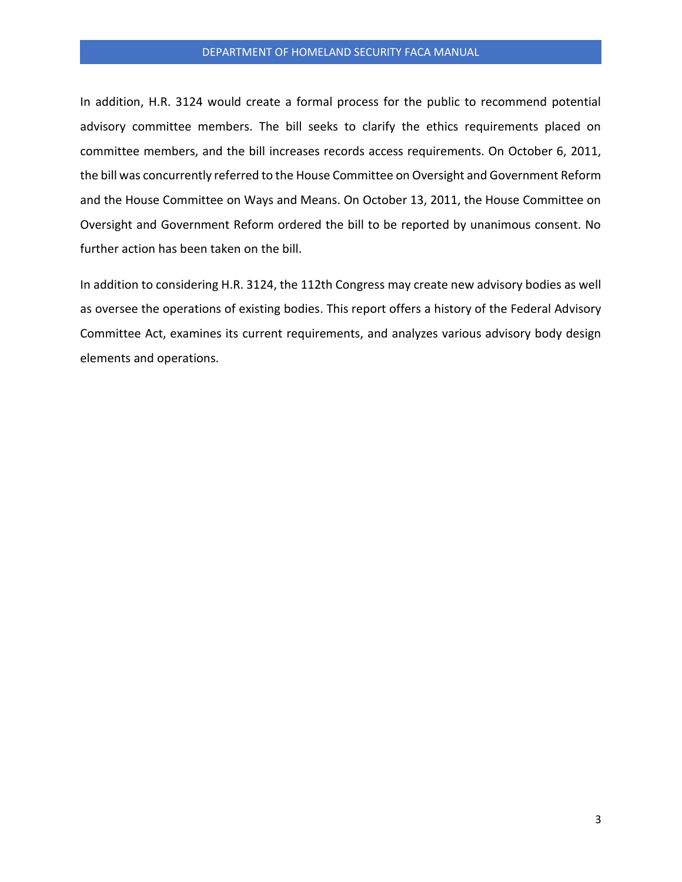In addition, H.R. 3124 would create a formal process for the public to recommend potential advisory committee members. The bill seeks to clarify the ethics requirements placed on committee members, and the bill increases records access requirements. On October 6, 2011, the bill was concurrently referred to the House Committee on Oversight and Government Reform and the House Committee on Ways and Means. On October 13, 2011, the House Committee on Oversight and Government Reform ordered the bill to be reported by unanimous consent. No further action has been taken on the bill.

In addition to considering H.R. 3124, the 112th Congress may create new advisory bodies as well as oversee the operations of existing bodies. This report offers a history of the Federal Advisory Committee Act, examines its current requirements, and analyzes various advisory body design elements and operations.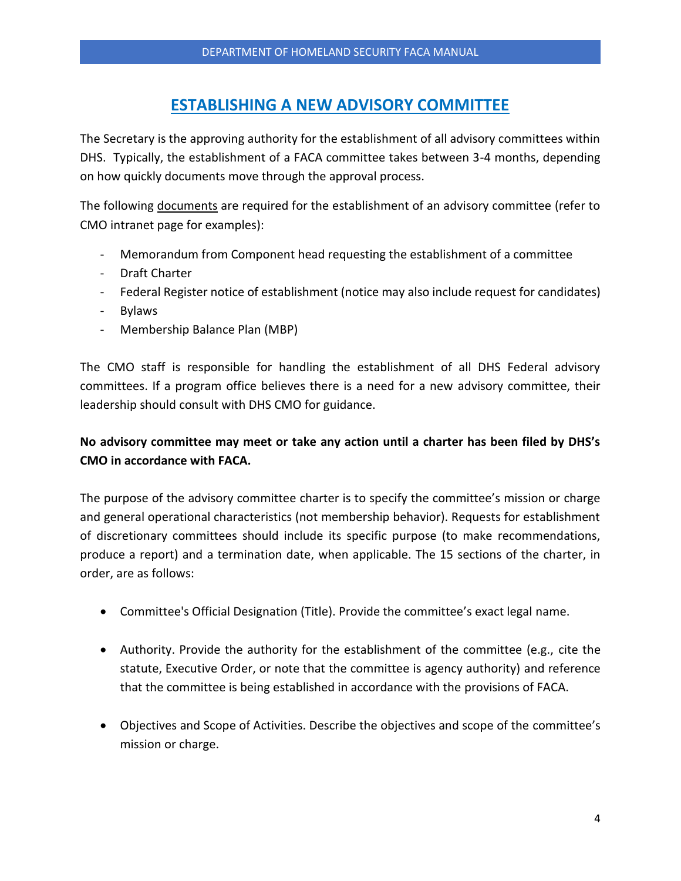## ESTABLISHING A NEW ADVISORY COMMITTEE

The Secretary is the approving authority for the establishment of all advisory committees within DHS. Typically, the establishment of a FACA committee takes between 3-4 months, depending on how quickly documents move through the approval process.

The following documents are required for the establishment of an advisory committee (refer to CMO intranet page for examples):

- Memorandum from Component head requesting the establishment of a committee
- Draft Charter
- Federal Register notice of establishment (notice may also include request for candidates)
- Bylaws
- Membership Balance Plan (MBP)

The CMO staff is responsible for handling the establishment of all DHS Federal advisory committees. If a program office believes there is a need for a new advisory committee, their leadership should consult with DHS CMO for guidance.

**No advisory committee may meet or take any action until a charter has been filed by DHS's CMO in accordance with FACA.**

The purpose of the advisory committee charter is to specify the committee's mission or charge and general operational characteristics (not membership behavior). Requests for establishment of discretionary committees should include its specific purpose (to make recommendations, produce a report) and a termination date, when applicable. The 15 sections of the charter, in order, are as follows:

- Committee's Official Designation (Title). Provide the committee's exact legal name.
- Authority. Provide the authority for the establishment of the committee (e.g., cite the statute, Executive Order, or note that the committee is agency authority) and reference that the committee is being established in accordance with the provisions of FACA.
- Objectives and Scope of Activities. Describe the objectives and scope of the committee's mission or charge.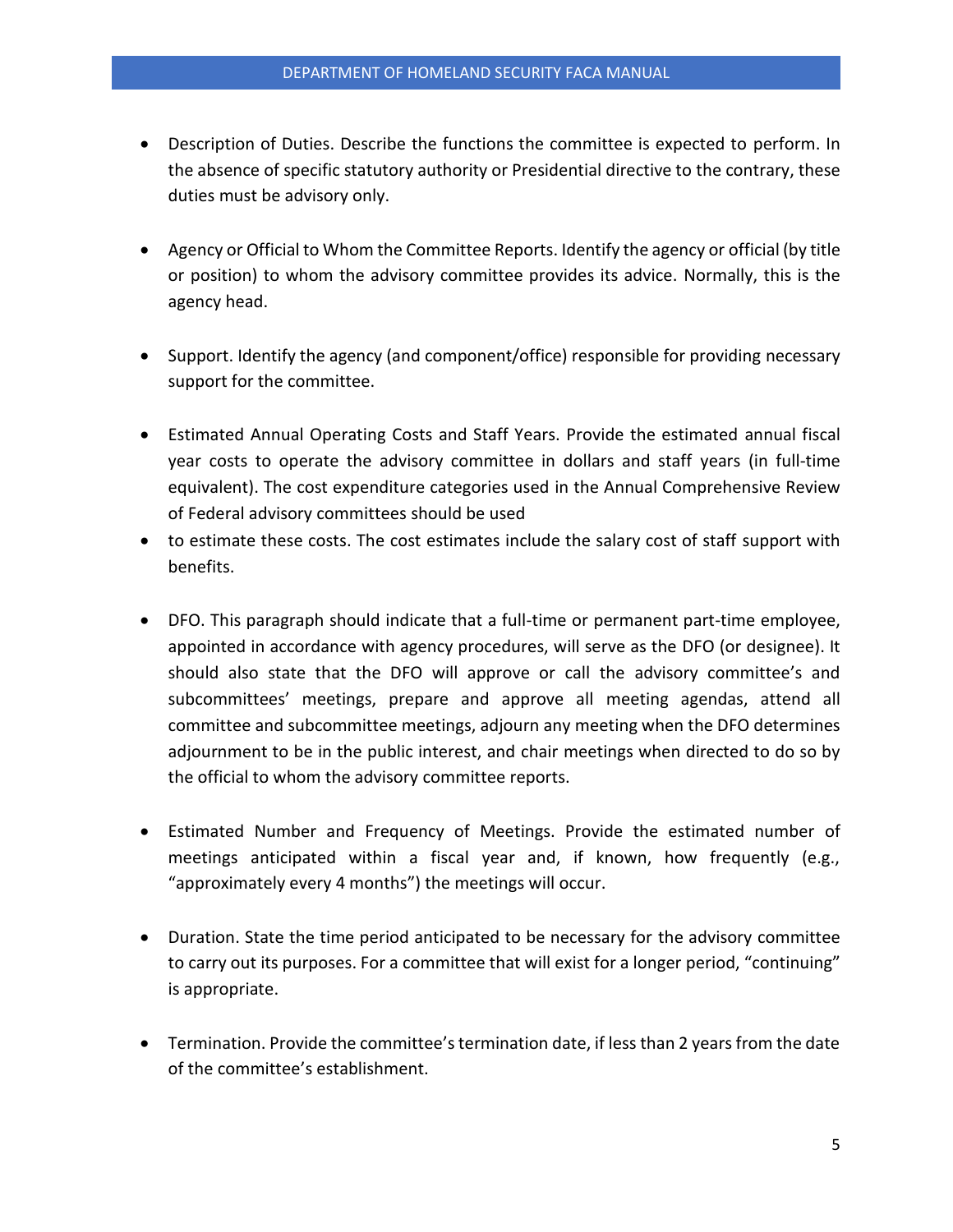- Description of Duties. Describe the functions the committee is expected to perform. In the absence of specific statutory authority or Presidential directive to the contrary, these duties must be advisory only.

- Agency or Official to Whom the Committee Reports. Identify the agency or official (by title or position) to whom the advisory committee provides its advice. Normally, this is the agency head.

- Support. Identify the agency (and component/office) responsible for providing necessary support for the committee.

- Estimated Annual Operating Costs and Staff Years. Provide the estimated annual fiscal year costs to operate the advisory committee in dollars and staff years (in full-time equivalent). The cost expenditure categories used in the Annual Comprehensive Review of Federal advisory committees should be used
- to estimate these costs. The cost estimates include the salary cost of staff support with benefits.

- DFO. This paragraph should indicate that a full-time or permanent part-time employee, appointed in accordance with agency procedures, will serve as the DFO (or designee). It should also state that the DFO will approve or call the advisory committee's and subcommittees' meetings, prepare and approve all meeting agendas, attend all committee and subcommittee meetings, adjourn any meeting when the DFO determines adjournment to be in the public interest, and chair meetings when directed to do so by the official to whom the advisory committee reports.

- Estimated Number and Frequency of Meetings. Provide the estimated number of meetings anticipated within a fiscal year and, if known, how frequently (e.g., "approximately every 4 months") the meetings will occur.

- Duration. State the time period anticipated to be necessary for the advisory committee to carry out its purposes. For a committee that will exist for a longer period, "continuing" is appropriate.

- Termination. Provide the committee's termination date, if less than 2 years from the date of the committee's establishment.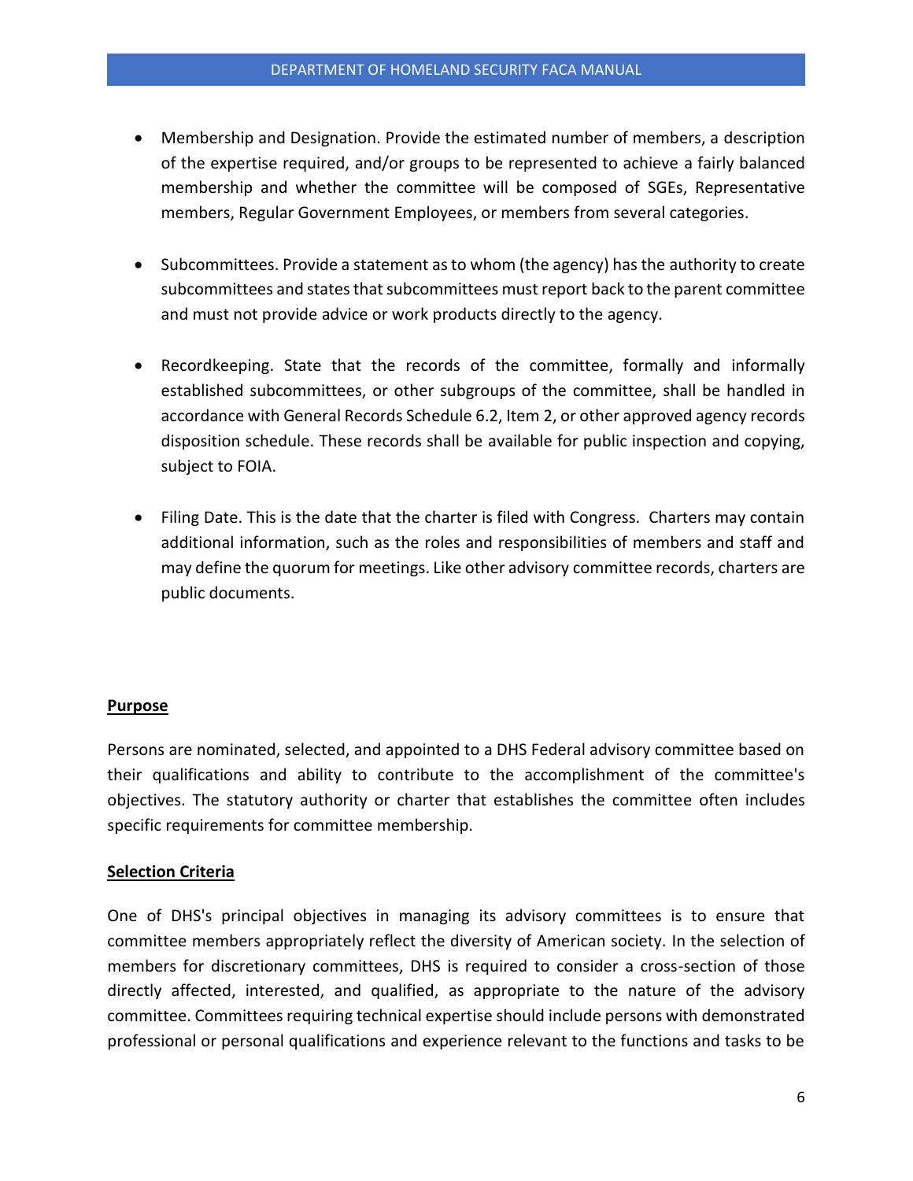- Membership and Designation. Provide the estimated number of members, a description of the expertise required, and/or groups to be represented to achieve a fairly balanced membership and whether the committee will be composed of SGEs, Representative members, Regular Government Employees, or members from several categories.

- Subcommittees. Provide a statement as to whom (the agency) has the authority to create subcommittees and states that subcommittees must report back to the parent committee and must not provide advice or work products directly to the agency.

- Recordkeeping. State that the records of the committee, formally and informally established subcommittees, or other subgroups of the committee, shall be handled in accordance with General Records Schedule 6.2, Item 2, or other approved agency records disposition schedule. These records shall be available for public inspection and copying, subject to FOIA.

- Filing Date. This is the date that the charter is filed with Congress. Charters may contain additional information, such as the roles and responsibilities of members and staff and may define the quorum for meetings. Like other advisory committee records, charters are public documents.

**Purpose**

Persons are nominated, selected, and appointed to a DHS Federal advisory committee based on their qualifications and ability to contribute to the accomplishment of the committee's objectives. The statutory authority or charter that establishes the committee often includes specific requirements for committee membership.

**Selection Criteria**

One of DHS's principal objectives in managing its advisory committees is to ensure that committee members appropriately reflect the diversity of American society. In the selection of members for discretionary committees, DHS is required to consider a cross-section of those directly affected, interested, and qualified, as appropriate to the nature of the advisory committee. Committees requiring technical expertise should include persons with demonstrated professional or personal qualifications and experience relevant to the functions and tasks to be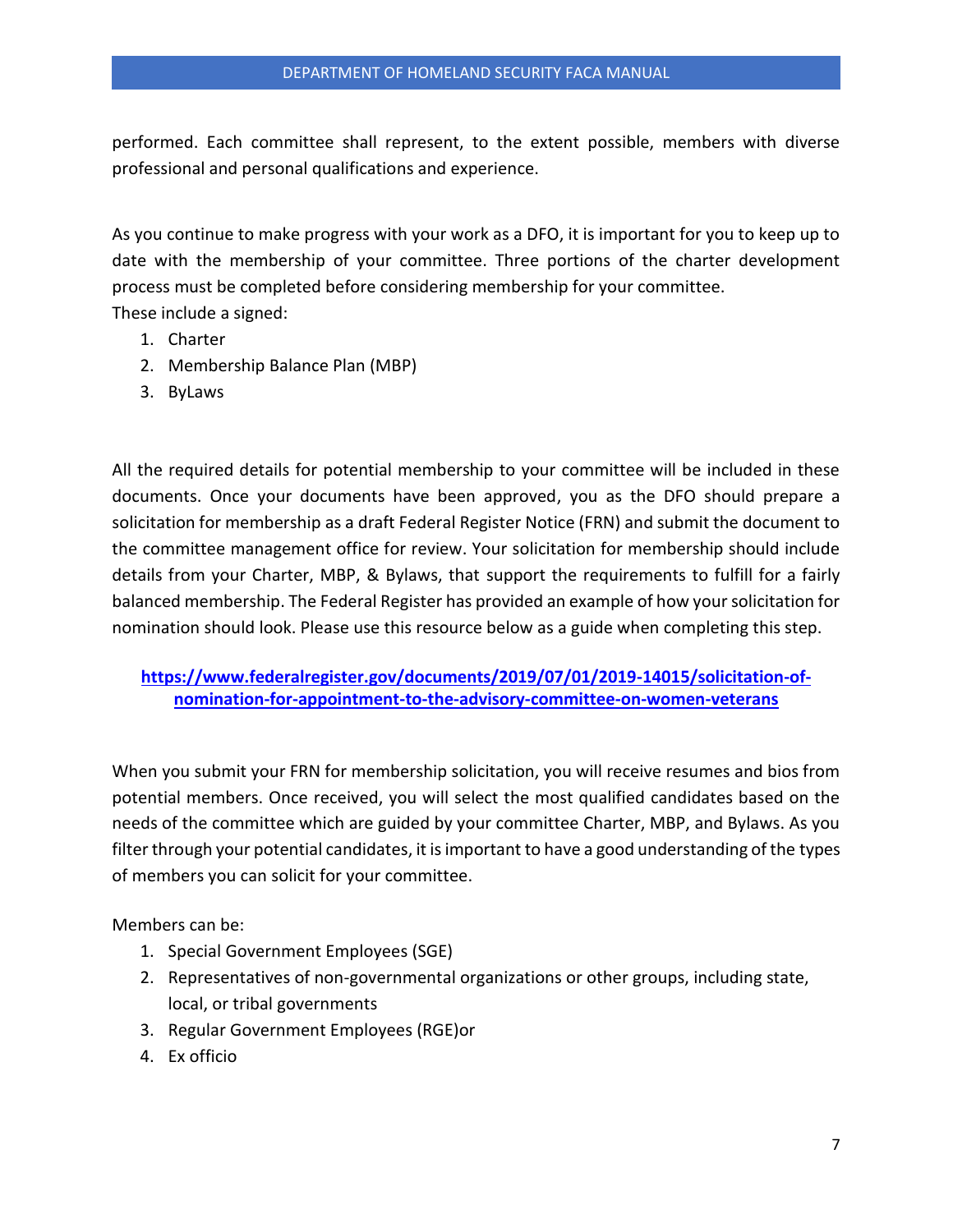performed. Each committee shall represent, to the extent possible, members with diverse professional and personal qualifications and experience.

As you continue to make progress with your work as a DFO, it is important for you to keep up to date with the membership of your committee. Three portions of the charter development process must be completed before considering membership for your committee.
These include a signed:

1. Charter
2. Membership Balance Plan (MBP)
3. ByLaws

All the required details for potential membership to your committee will be included in these documents. Once your documents have been approved, you as the DFO should prepare a solicitation for membership as a draft Federal Register Notice (FRN) and submit the document to the committee management office for review. Your solicitation for membership should include details from your Charter, MBP, & Bylaws, that support the requirements to fulfill for a fairly balanced membership. The Federal Register has provided an example of how your solicitation for nomination should look. Please use this resource below as a guide when completing this step.

**https://www.federalregister.gov/documents/2019/07/01/2019-14015/solicitation-of-nomination-for-appointment-to-the-advisory-committee-on-women-veterans**

When you submit your FRN for membership solicitation, you will receive resumes and bios from potential members. Once received, you will select the most qualified candidates based on the needs of the committee which are guided by your committee Charter, MBP, and Bylaws. As you filter through your potential candidates, it is important to have a good understanding of the types of members you can solicit for your committee.

Members can be:

1. Special Government Employees (SGE)
2. Representatives of non-governmental organizations or other groups, including state, local, or tribal governments
3. Regular Government Employees (RGE)or
4. Ex officio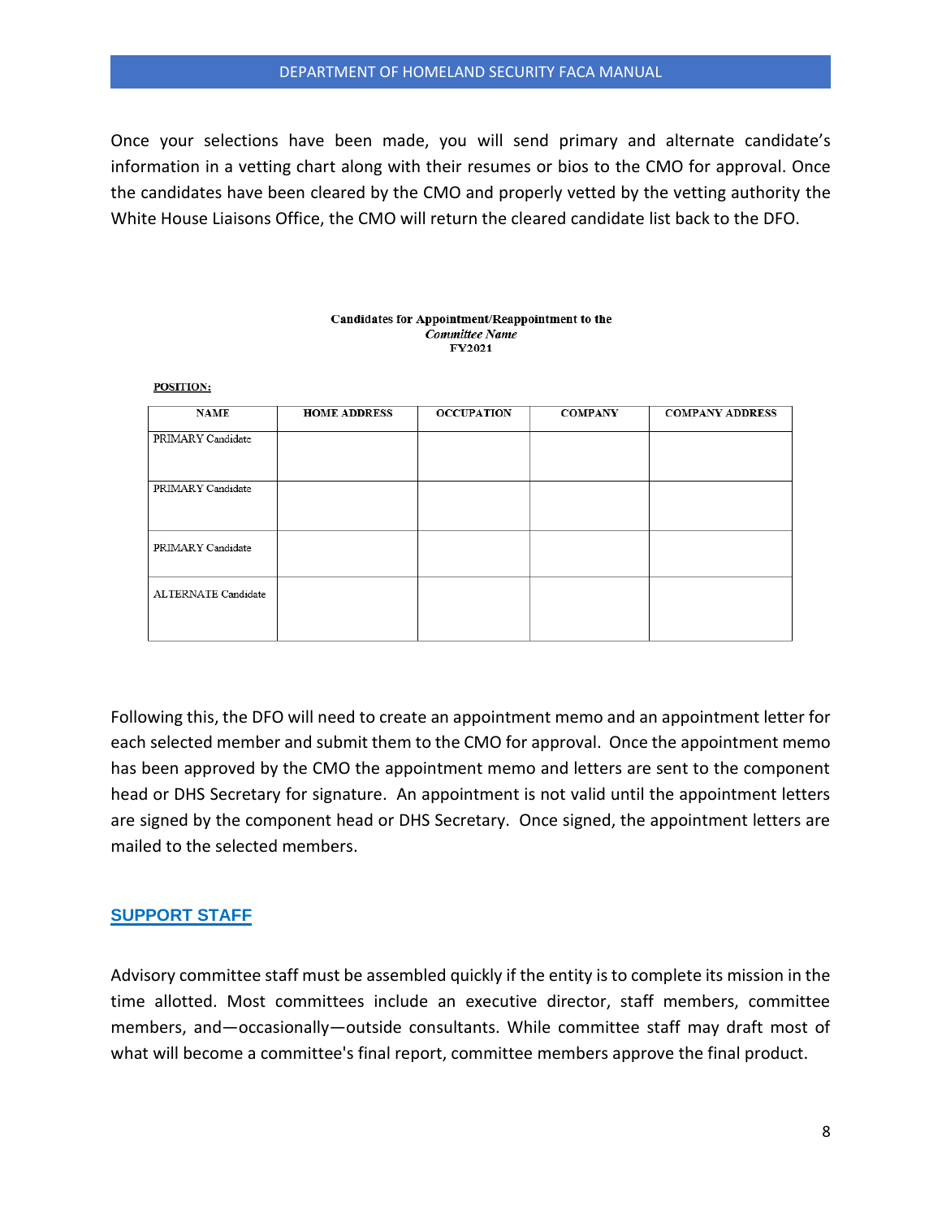Once your selections have been made, you will send primary and alternate candidate's information in a vetting chart along with their resumes or bios to the CMO for approval. Once the candidates have been cleared by the CMO and properly vetted by the vetting authority the White House Liaisons Office, the CMO will return the cleared candidate list back to the DFO.

**Candidates for Appointment/Reappointment to the**
***Committee Name***
**FY2021**

**POSITION:**

| NAME | HOME ADDRESS | OCCUPATION | COMPANY | COMPANY ADDRESS |
|---|---|---|---|---|
| PRIMARY Candidate | | | | |
| PRIMARY Candidate | | | | |
| PRIMARY Candidate | | | | |
| ALTERNATE Candidate | | | | |

Following this, the DFO will need to create an appointment memo and an appointment letter for each selected member and submit them to the CMO for approval. Once the appointment memo has been approved by the CMO the appointment memo and letters are sent to the component head or DHS Secretary for signature. An appointment is not valid until the appointment letters are signed by the component head or DHS Secretary. Once signed, the appointment letters are mailed to the selected members.

## SUPPORT STAFF

Advisory committee staff must be assembled quickly if the entity is to complete its mission in the time allotted. Most committees include an executive director, staff members, committee members, and—occasionally—outside consultants. While committee staff may draft most of what will become a committee's final report, committee members approve the final product.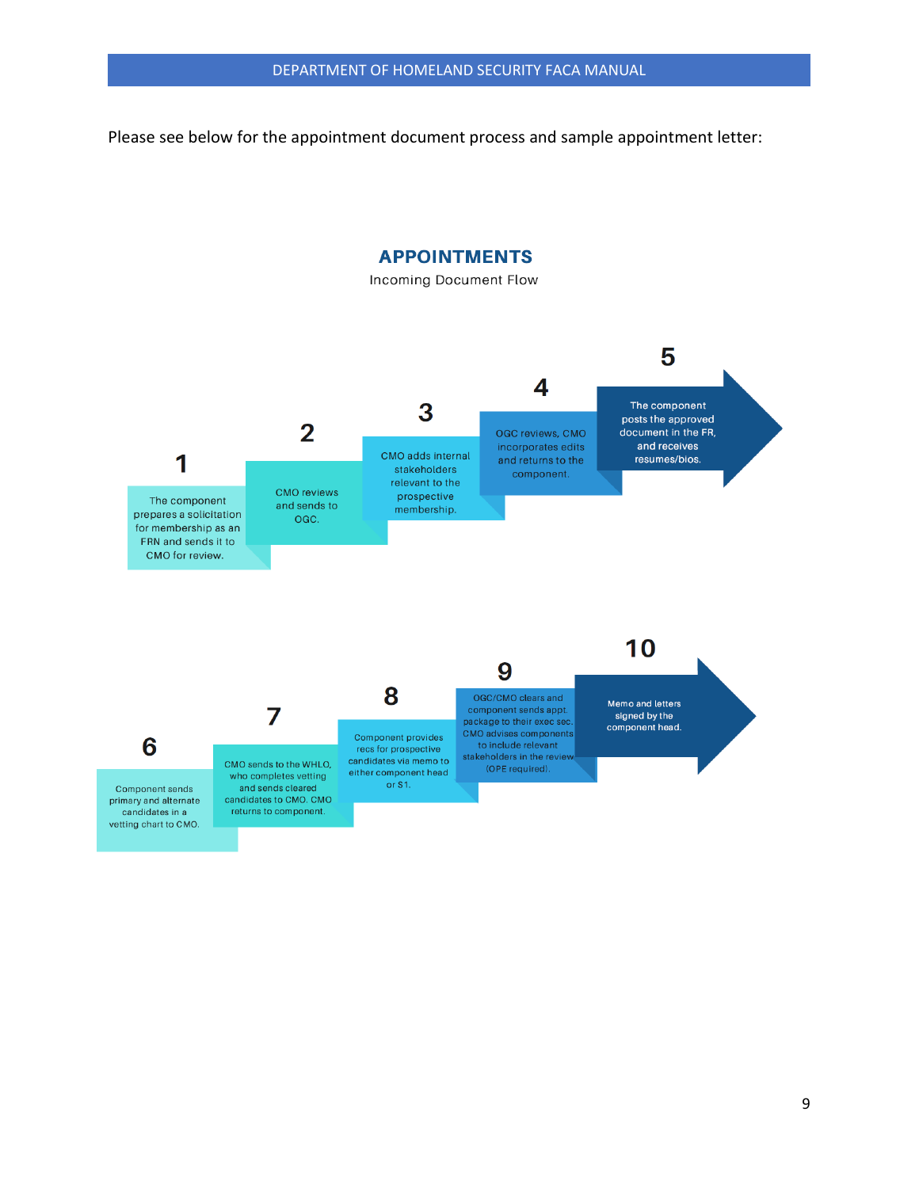Please see below for the appointment document process and sample appointment letter:

## APPOINTMENTS

Incoming Document Flow

1

The component prepares a solicitation for membership as an FRN and sends it to CMO for review.

2

CMO reviews and sends to OGC.

3

CMO adds internal stakeholders relevant to the prospective membership.

4

OGC reviews, CMO incorporates edits and returns to the component.

5

The component posts the approved document in the FR, and receives resumes/bios.

6

Component sends primary and alternate candidates in a vetting chart to CMO.

7

CMO sends to the WHLO, who completes vetting and sends cleared candidates to CMO. CMO returns to component.

8

Component provides recs for prospective candidates via memo to either component head or S1.

9

OGC/CMO clears and component sends appt. package to their exec sec. CMO advises components to include relevant stakeholders in the review (OPE required).

10

Memo and letters signed by the component head.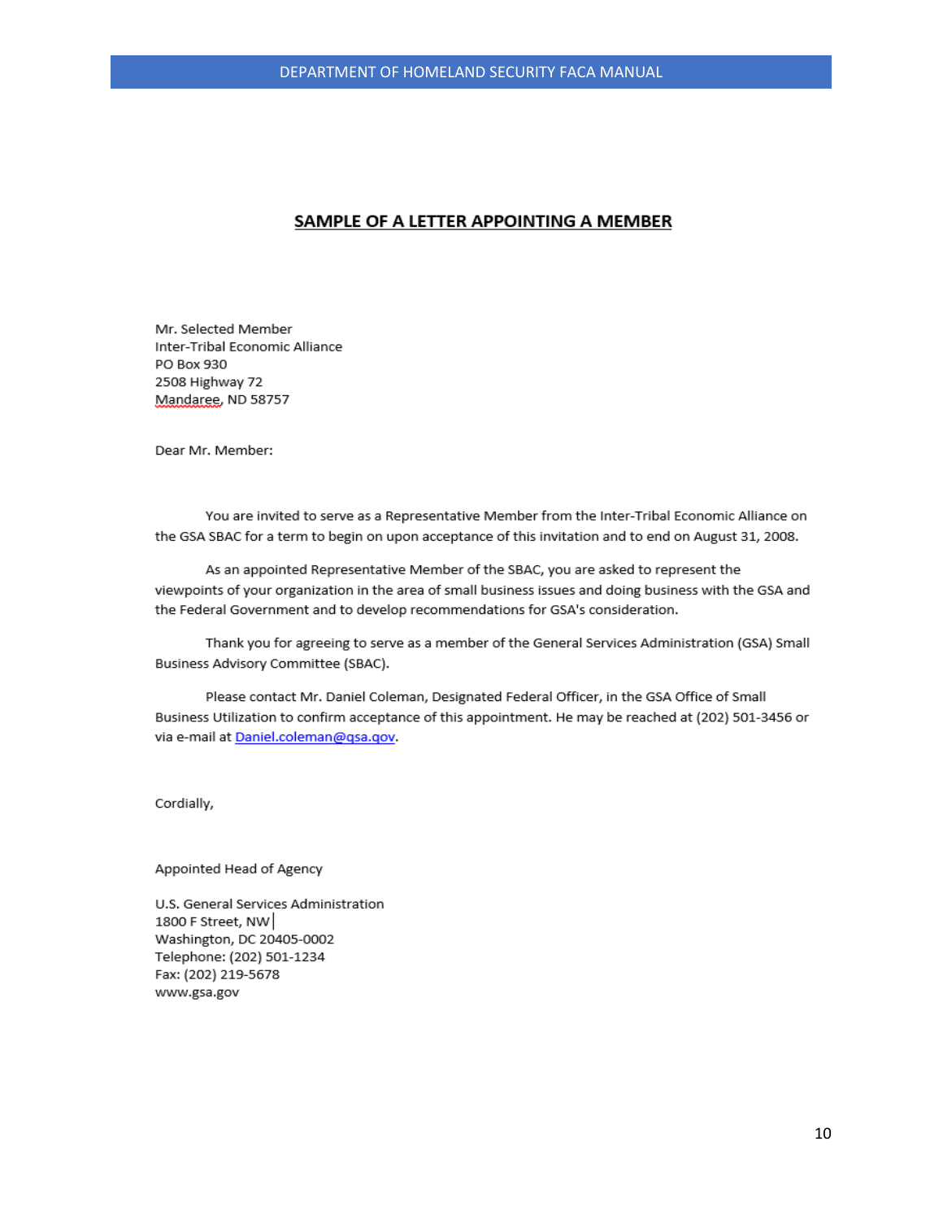## SAMPLE OF A LETTER APPOINTING A MEMBER

Mr. Selected Member
Inter-Tribal Economic Alliance
PO Box 930
2508 Highway 72
Mandaree, ND 58757

Dear Mr. Member:

You are invited to serve as a Representative Member from the Inter-Tribal Economic Alliance on the GSA SBAC for a term to begin on upon acceptance of this invitation and to end on August 31, 2008.

As an appointed Representative Member of the SBAC, you are asked to represent the viewpoints of your organization in the area of small business issues and doing business with the GSA and the Federal Government and to develop recommendations for GSA's consideration.

Thank you for agreeing to serve as a member of the General Services Administration (GSA) Small Business Advisory Committee (SBAC).

Please contact Mr. Daniel Coleman, Designated Federal Officer, in the GSA Office of Small Business Utilization to confirm acceptance of this appointment. He may be reached at (202) 501-3456 or via e-mail at Daniel.coleman@gsa.gov.

Cordially,

Appointed Head of Agency

U.S. General Services Administration
1800 F Street, NW
Washington, DC 20405-0002
Telephone: (202) 501-1234
Fax: (202) 219-5678
www.gsa.gov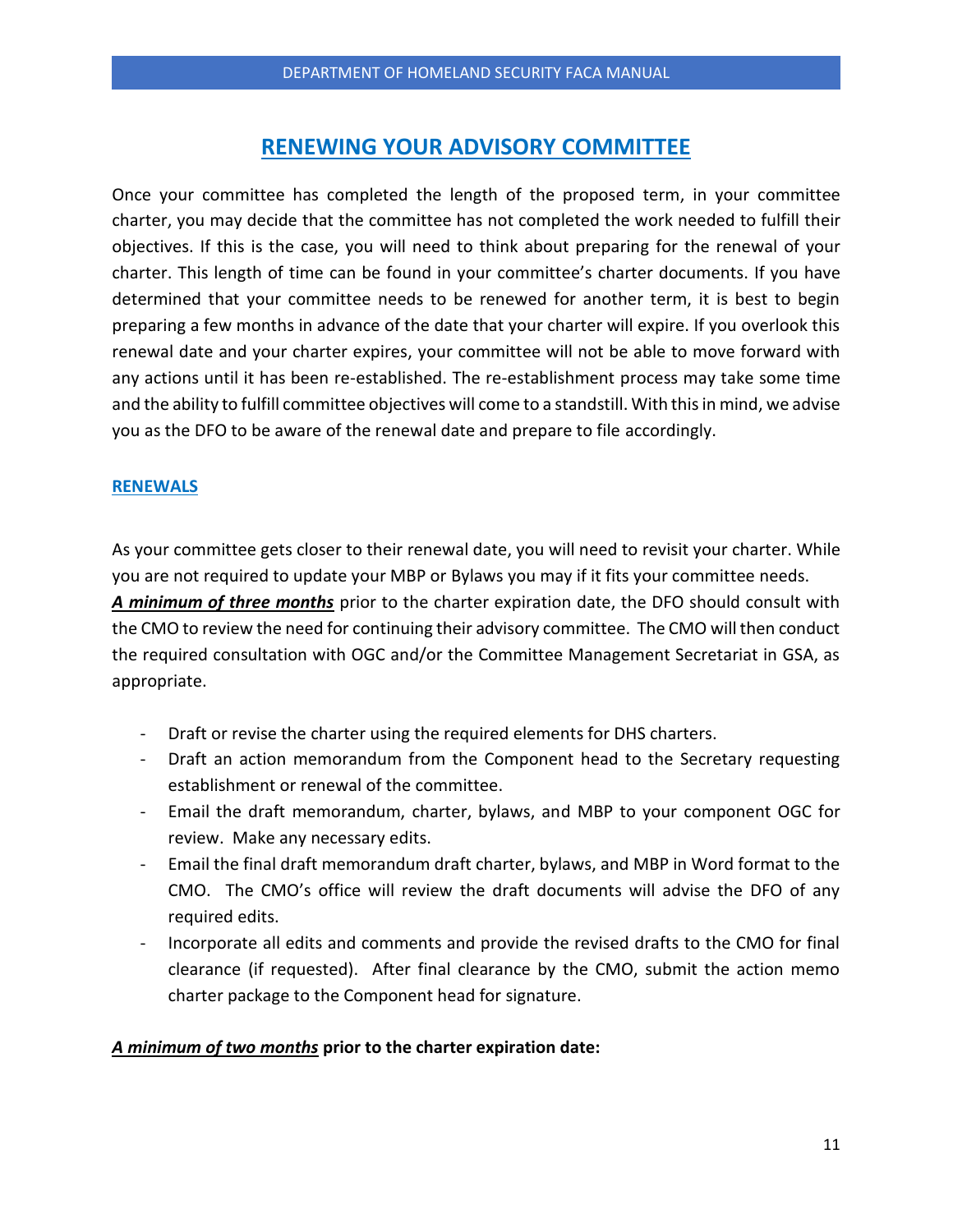# RENEWING YOUR ADVISORY COMMITTEE

Once your committee has completed the length of the proposed term, in your committee charter, you may decide that the committee has not completed the work needed to fulfill their objectives. If this is the case, you will need to think about preparing for the renewal of your charter. This length of time can be found in your committee's charter documents. If you have determined that your committee needs to be renewed for another term, it is best to begin preparing a few months in advance of the date that your charter will expire. If you overlook this renewal date and your charter expires, your committee will not be able to move forward with any actions until it has been re-established. The re-establishment process may take some time and the ability to fulfill committee objectives will come to a standstill. With this in mind, we advise you as the DFO to be aware of the renewal date and prepare to file accordingly.

## RENEWALS

As your committee gets closer to their renewal date, you will need to revisit your charter. While you are not required to update your MBP or Bylaws you may if it fits your committee needs.

***A minimum of three months*** prior to the charter expiration date, the DFO should consult with the CMO to review the need for continuing their advisory committee. The CMO will then conduct the required consultation with OGC and/or the Committee Management Secretariat in GSA, as appropriate.

- Draft or revise the charter using the required elements for DHS charters.
- Draft an action memorandum from the Component head to the Secretary requesting establishment or renewal of the committee.
- Email the draft memorandum, charter, bylaws, and MBP to your component OGC for review. Make any necessary edits.
- Email the final draft memorandum draft charter, bylaws, and MBP in Word format to the CMO. The CMO's office will review the draft documents will advise the DFO of any required edits.
- Incorporate all edits and comments and provide the revised drafts to the CMO for final clearance (if requested). After final clearance by the CMO, submit the action memo charter package to the Component head for signature.

***A minimum of two months*** **prior to the charter expiration date:**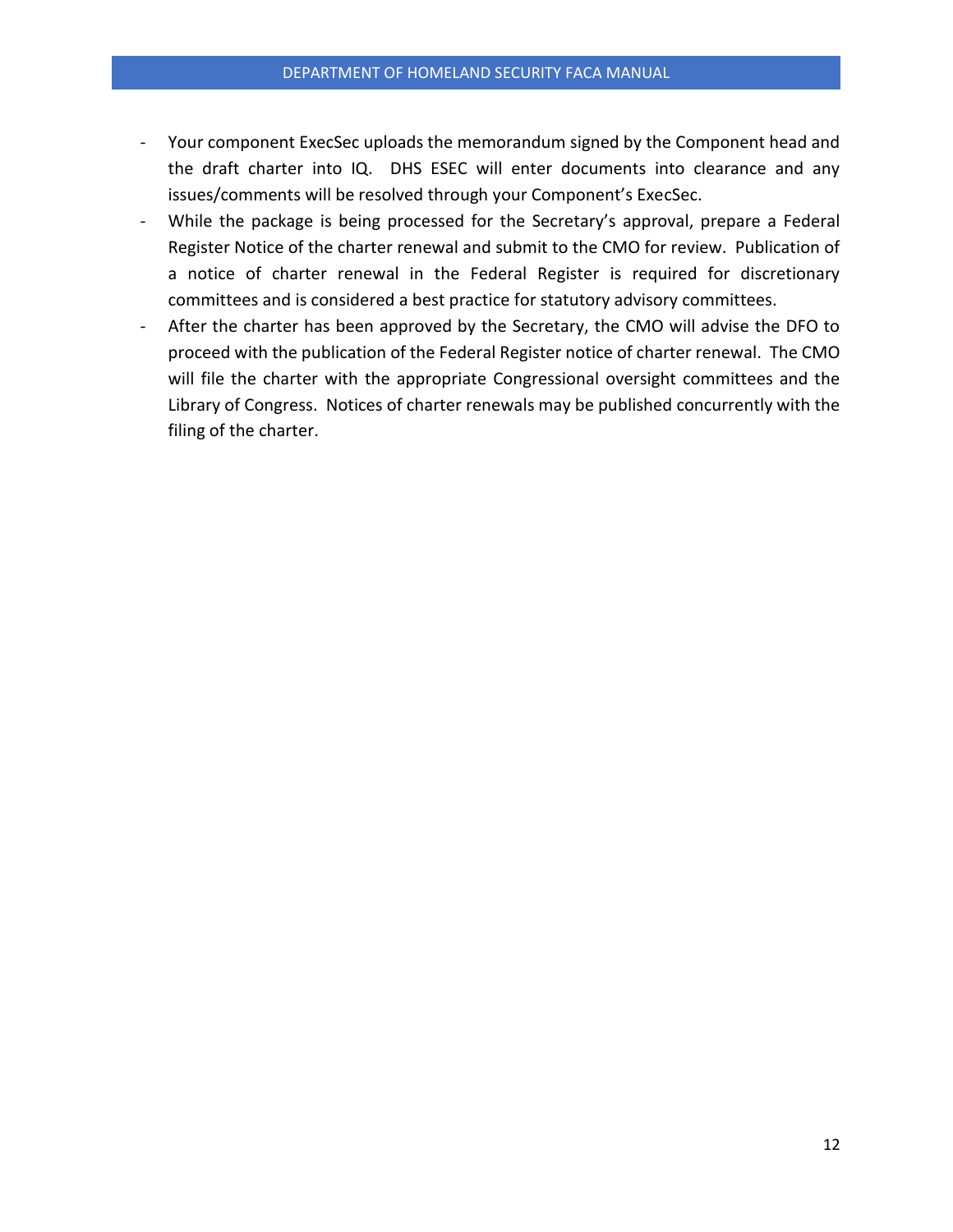- Your component ExecSec uploads the memorandum signed by the Component head and the draft charter into IQ. DHS ESEC will enter documents into clearance and any issues/comments will be resolved through your Component's ExecSec.
- While the package is being processed for the Secretary's approval, prepare a Federal Register Notice of the charter renewal and submit to the CMO for review. Publication of a notice of charter renewal in the Federal Register is required for discretionary committees and is considered a best practice for statutory advisory committees.
- After the charter has been approved by the Secretary, the CMO will advise the DFO to proceed with the publication of the Federal Register notice of charter renewal. The CMO will file the charter with the appropriate Congressional oversight committees and the Library of Congress. Notices of charter renewals may be published concurrently with the filing of the charter.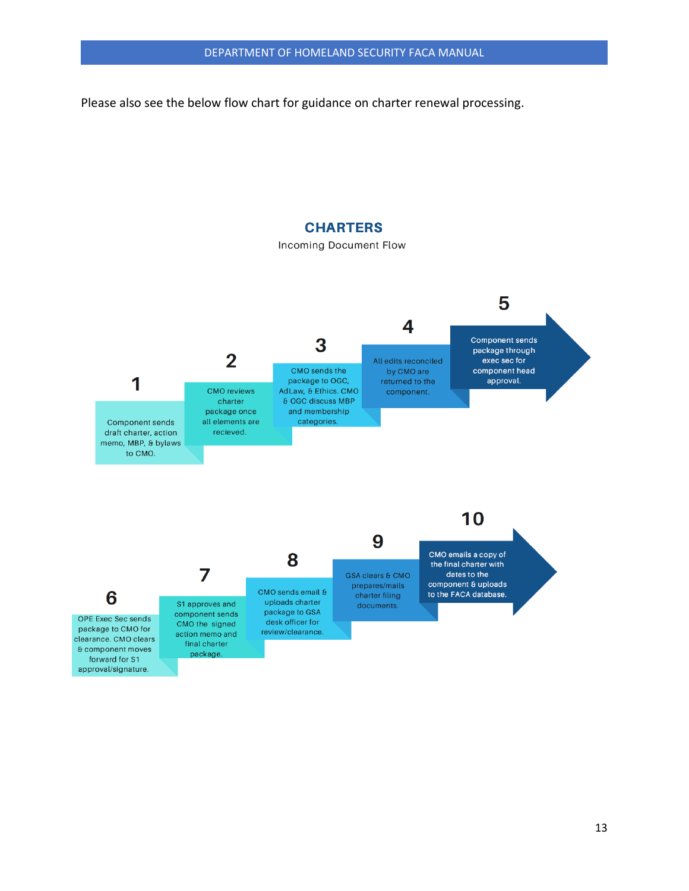Please also see the below flow chart for guidance on charter renewal processing.

## CHARTERS

Incoming Document Flow

1. Component sends draft charter, action memo, MBP, & bylaws to CMO.
2. CMO reviews charter package once all elements are recieved.
3. CMO sends the package to OGC, AdLaw, & Ethics. CMO & OGC discuss MBP and membership categories.
4. All edits reconciled by CMO are returned to the component.
5. Component sends package through exec sec for component head approval.
6. OPE Exec Sec sends package to CMO for clearance. CMO clears & component moves forward for S1 approval/signature.
7. S1 approves and component sends CMO the signed action memo and final charter package.
8. CMO sends email & uploads charter package to GSA desk officer for review/clearance.
9. GSA clears & CMO prepares/mails charter filing documents.
10. CMO emails a copy of the final charter with dates to the component & uploads to the FACA database.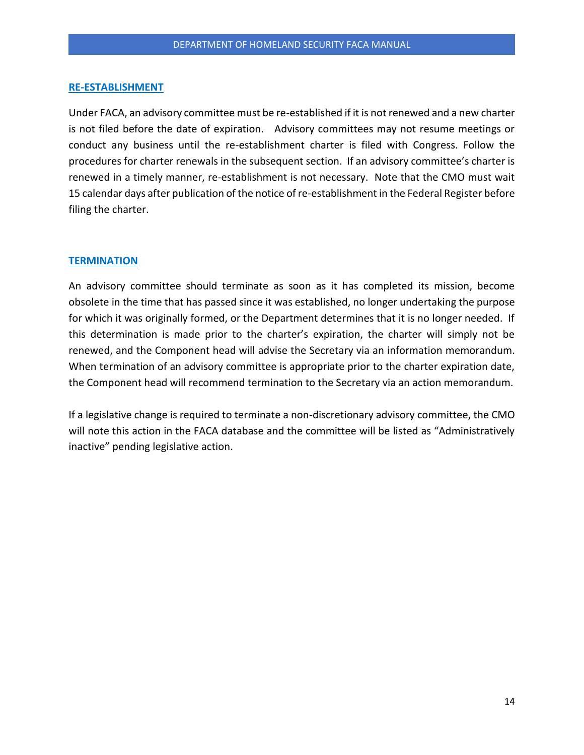## RE-ESTABLISHMENT

Under FACA, an advisory committee must be re-established if it is not renewed and a new charter is not filed before the date of expiration. Advisory committees may not resume meetings or conduct any business until the re-establishment charter is filed with Congress. Follow the procedures for charter renewals in the subsequent section. If an advisory committee's charter is renewed in a timely manner, re-establishment is not necessary. Note that the CMO must wait 15 calendar days after publication of the notice of re-establishment in the Federal Register before filing the charter.

## TERMINATION

An advisory committee should terminate as soon as it has completed its mission, become obsolete in the time that has passed since it was established, no longer undertaking the purpose for which it was originally formed, or the Department determines that it is no longer needed. If this determination is made prior to the charter's expiration, the charter will simply not be renewed, and the Component head will advise the Secretary via an information memorandum. When termination of an advisory committee is appropriate prior to the charter expiration date, the Component head will recommend termination to the Secretary via an action memorandum.

If a legislative change is required to terminate a non-discretionary advisory committee, the CMO will note this action in the FACA database and the committee will be listed as "Administratively inactive" pending legislative action.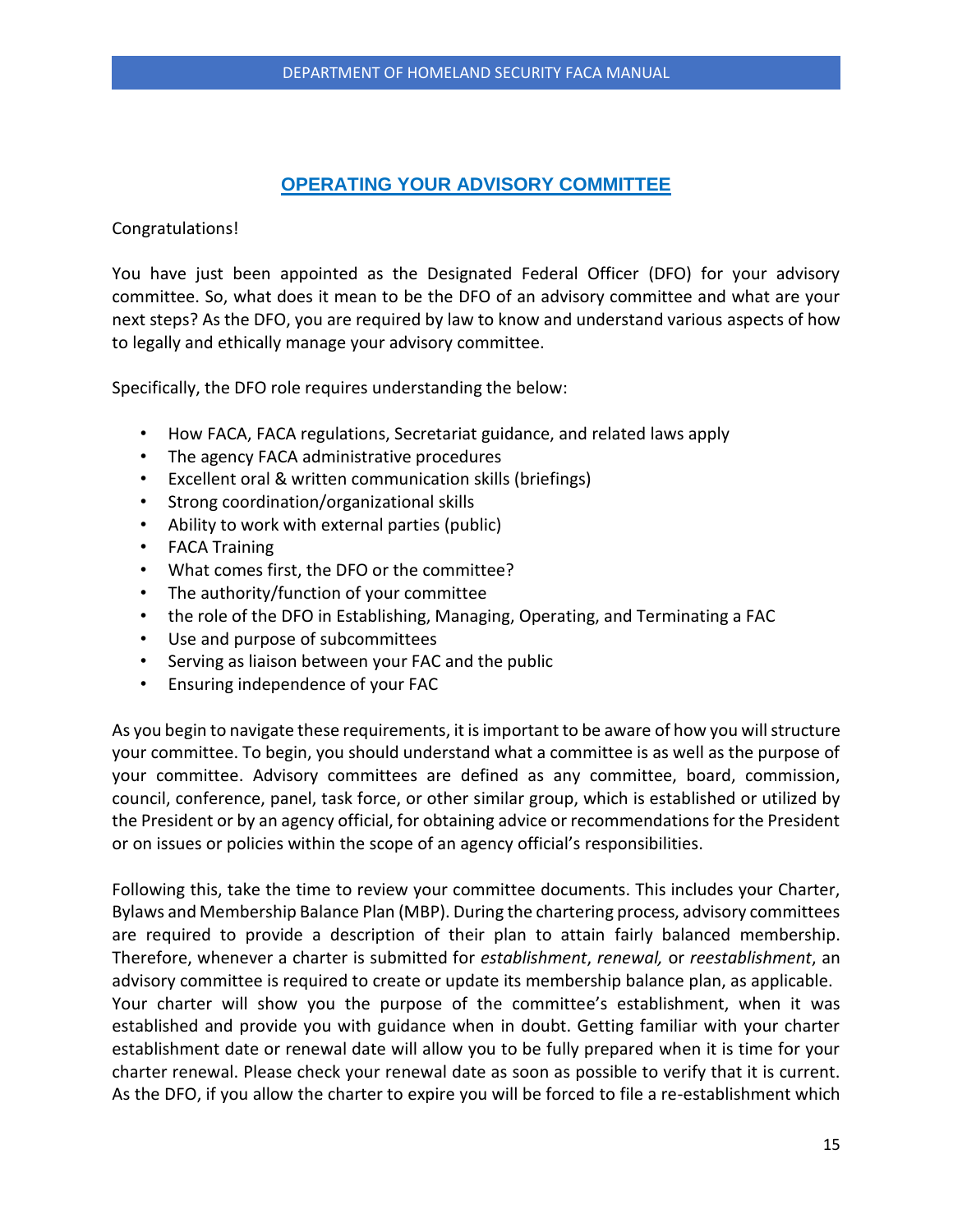## OPERATING YOUR ADVISORY COMMITTEE

Congratulations!

You have just been appointed as the Designated Federal Officer (DFO) for your advisory committee. So, what does it mean to be the DFO of an advisory committee and what are your next steps? As the DFO, you are required by law to know and understand various aspects of how to legally and ethically manage your advisory committee.

Specifically, the DFO role requires understanding the below:

- How FACA, FACA regulations, Secretariat guidance, and related laws apply
- The agency FACA administrative procedures
- Excellent oral & written communication skills (briefings)
- Strong coordination/organizational skills
- Ability to work with external parties (public)
- FACA Training
- What comes first, the DFO or the committee?
- The authority/function of your committee
- the role of the DFO in Establishing, Managing, Operating, and Terminating a FAC
- Use and purpose of subcommittees
- Serving as liaison between your FAC and the public
- Ensuring independence of your FAC

As you begin to navigate these requirements, it is important to be aware of how you will structure your committee. To begin, you should understand what a committee is as well as the purpose of your committee. Advisory committees are defined as any committee, board, commission, council, conference, panel, task force, or other similar group, which is established or utilized by the President or by an agency official, for obtaining advice or recommendations for the President or on issues or policies within the scope of an agency official's responsibilities.

Following this, take the time to review your committee documents. This includes your Charter, Bylaws and Membership Balance Plan (MBP). During the chartering process, advisory committees are required to provide a description of their plan to attain fairly balanced membership. Therefore, whenever a charter is submitted for *establishment*, *renewal,* or *reestablishment*, an advisory committee is required to create or update its membership balance plan, as applicable. Your charter will show you the purpose of the committee's establishment, when it was established and provide you with guidance when in doubt. Getting familiar with your charter establishment date or renewal date will allow you to be fully prepared when it is time for your charter renewal. Please check your renewal date as soon as possible to verify that it is current. As the DFO, if you allow the charter to expire you will be forced to file a re-establishment which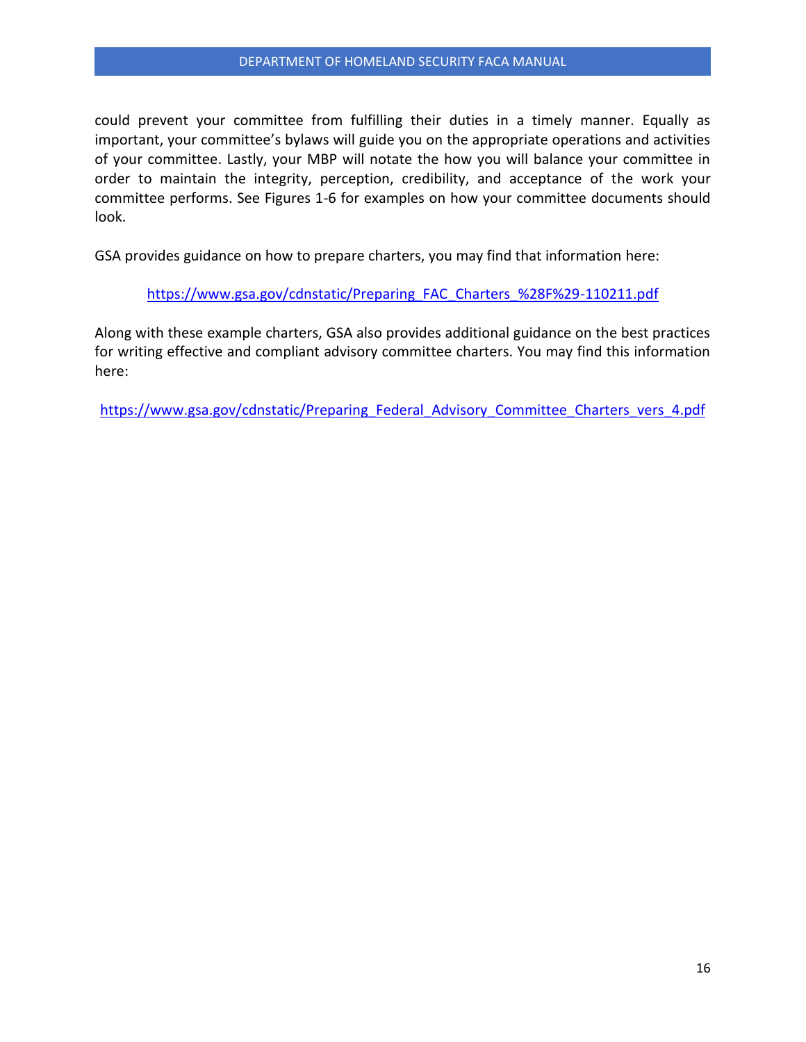could prevent your committee from fulfilling their duties in a timely manner. Equally as important, your committee's bylaws will guide you on the appropriate operations and activities of your committee. Lastly, your MBP will notate the how you will balance your committee in order to maintain the integrity, perception, credibility, and acceptance of the work your committee performs. See Figures 1-6 for examples on how your committee documents should look.

GSA provides guidance on how to prepare charters, you may find that information here:

https://www.gsa.gov/cdnstatic/Preparing_FAC_Charters_%28F%29-110211.pdf

Along with these example charters, GSA also provides additional guidance on the best practices for writing effective and compliant advisory committee charters. You may find this information here:

https://www.gsa.gov/cdnstatic/Preparing_Federal_Advisory_Committee_Charters_vers_4.pdf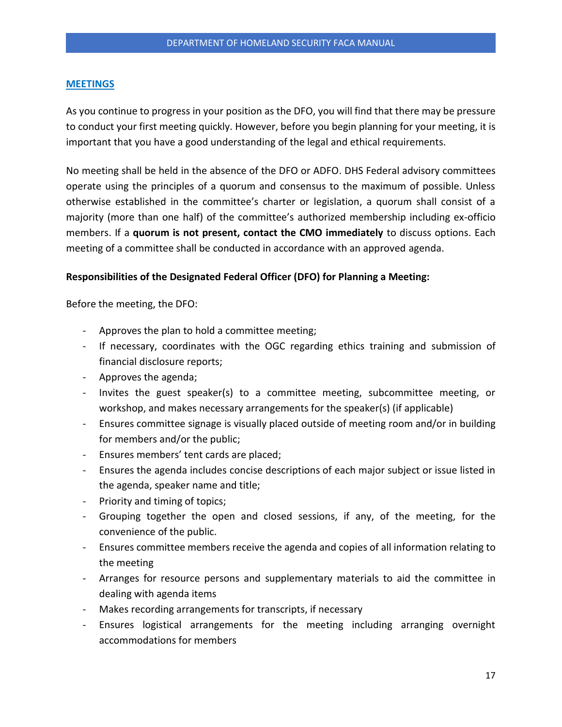## MEETINGS

As you continue to progress in your position as the DFO, you will find that there may be pressure to conduct your first meeting quickly. However, before you begin planning for your meeting, it is important that you have a good understanding of the legal and ethical requirements.

No meeting shall be held in the absence of the DFO or ADFO. DHS Federal advisory committees operate using the principles of a quorum and consensus to the maximum of possible. Unless otherwise established in the committee's charter or legislation, a quorum shall consist of a majority (more than one half) of the committee's authorized membership including ex-officio members. If a **quorum is not present, contact the CMO immediately** to discuss options. Each meeting of a committee shall be conducted in accordance with an approved agenda.

**Responsibilities of the Designated Federal Officer (DFO) for Planning a Meeting:**

Before the meeting, the DFO:

- Approves the plan to hold a committee meeting;
- If necessary, coordinates with the OGC regarding ethics training and submission of financial disclosure reports;
- Approves the agenda;
- Invites the guest speaker(s) to a committee meeting, subcommittee meeting, or workshop, and makes necessary arrangements for the speaker(s) (if applicable)
- Ensures committee signage is visually placed outside of meeting room and/or in building for members and/or the public;
- Ensures members' tent cards are placed;
- Ensures the agenda includes concise descriptions of each major subject or issue listed in the agenda, speaker name and title;
- Priority and timing of topics;
- Grouping together the open and closed sessions, if any, of the meeting, for the convenience of the public.
- Ensures committee members receive the agenda and copies of all information relating to the meeting
- Arranges for resource persons and supplementary materials to aid the committee in dealing with agenda items
- Makes recording arrangements for transcripts, if necessary
- Ensures logistical arrangements for the meeting including arranging overnight accommodations for members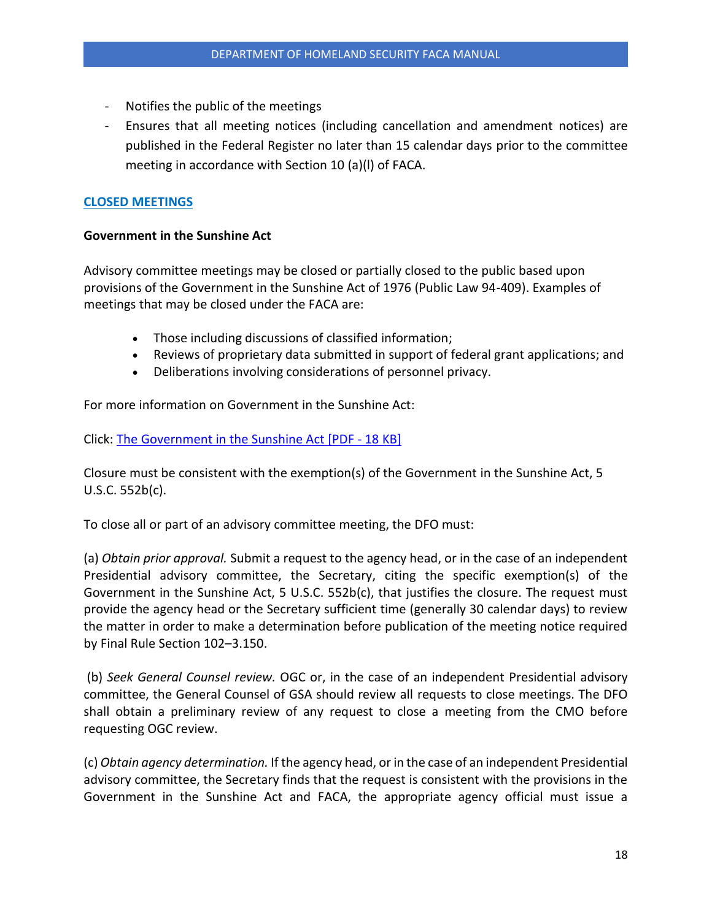- Notifies the public of the meetings
- Ensures that all meeting notices (including cancellation and amendment notices) are published in the Federal Register no later than 15 calendar days prior to the committee meeting in accordance with Section 10 (a)(l) of FACA.

## CLOSED MEETINGS

### Government in the Sunshine Act

Advisory committee meetings may be closed or partially closed to the public based upon provisions of the Government in the Sunshine Act of 1976 (Public Law 94-409). Examples of meetings that may be closed under the FACA are:

- Those including discussions of classified information;
- Reviews of proprietary data submitted in support of federal grant applications; and
- Deliberations involving considerations of personnel privacy.

For more information on Government in the Sunshine Act:

Click: [The Government in the Sunshine Act [PDF - 18 KB]]

Closure must be consistent with the exemption(s) of the Government in the Sunshine Act, 5 U.S.C. 552b(c).

To close all or part of an advisory committee meeting, the DFO must:

(a) *Obtain prior approval.* Submit a request to the agency head, or in the case of an independent Presidential advisory committee, the Secretary, citing the specific exemption(s) of the Government in the Sunshine Act, 5 U.S.C. 552b(c), that justifies the closure. The request must provide the agency head or the Secretary sufficient time (generally 30 calendar days) to review the matter in order to make a determination before publication of the meeting notice required by Final Rule Section 102–3.150.

(b) *Seek General Counsel review.* OGC or, in the case of an independent Presidential advisory committee, the General Counsel of GSA should review all requests to close meetings. The DFO shall obtain a preliminary review of any request to close a meeting from the CMO before requesting OGC review.

(c) *Obtain agency determination.* If the agency head, or in the case of an independent Presidential advisory committee, the Secretary finds that the request is consistent with the provisions in the Government in the Sunshine Act and FACA, the appropriate agency official must issue a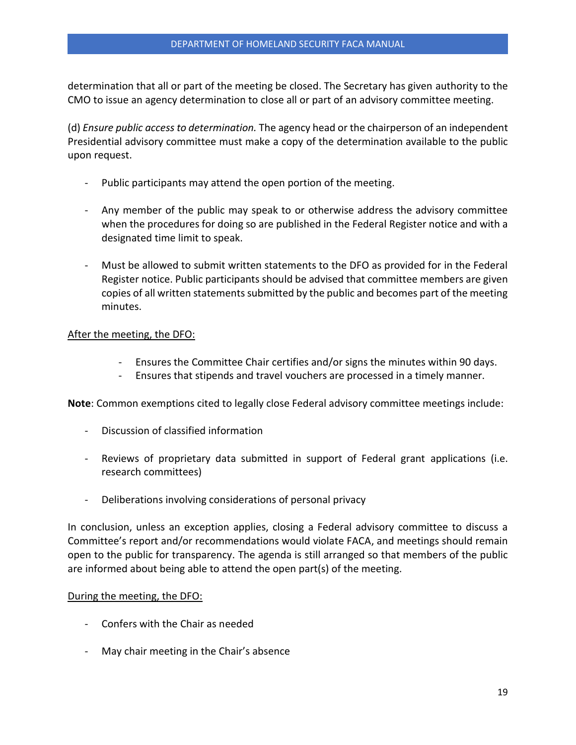determination that all or part of the meeting be closed. The Secretary has given authority to the CMO to issue an agency determination to close all or part of an advisory committee meeting.

(d) *Ensure public access to determination*. The agency head or the chairperson of an independent Presidential advisory committee must make a copy of the determination available to the public upon request.

- Public participants may attend the open portion of the meeting.

- Any member of the public may speak to or otherwise address the advisory committee when the procedures for doing so are published in the Federal Register notice and with a designated time limit to speak.

- Must be allowed to submit written statements to the DFO as provided for in the Federal Register notice. Public participants should be advised that committee members are given copies of all written statements submitted by the public and becomes part of the meeting minutes.

<u>After the meeting, the DFO:</u>

- Ensures the Committee Chair certifies and/or signs the minutes within 90 days.
- Ensures that stipends and travel vouchers are processed in a timely manner.

**Note**: Common exemptions cited to legally close Federal advisory committee meetings include:

- Discussion of classified information

- Reviews of proprietary data submitted in support of Federal grant applications (i.e. research committees)

- Deliberations involving considerations of personal privacy

In conclusion, unless an exception applies, closing a Federal advisory committee to discuss a Committee's report and/or recommendations would violate FACA, and meetings should remain open to the public for transparency. The agenda is still arranged so that members of the public are informed about being able to attend the open part(s) of the meeting.

<u>During the meeting, the DFO:</u>

- Confers with the Chair as needed

- May chair meeting in the Chair's absence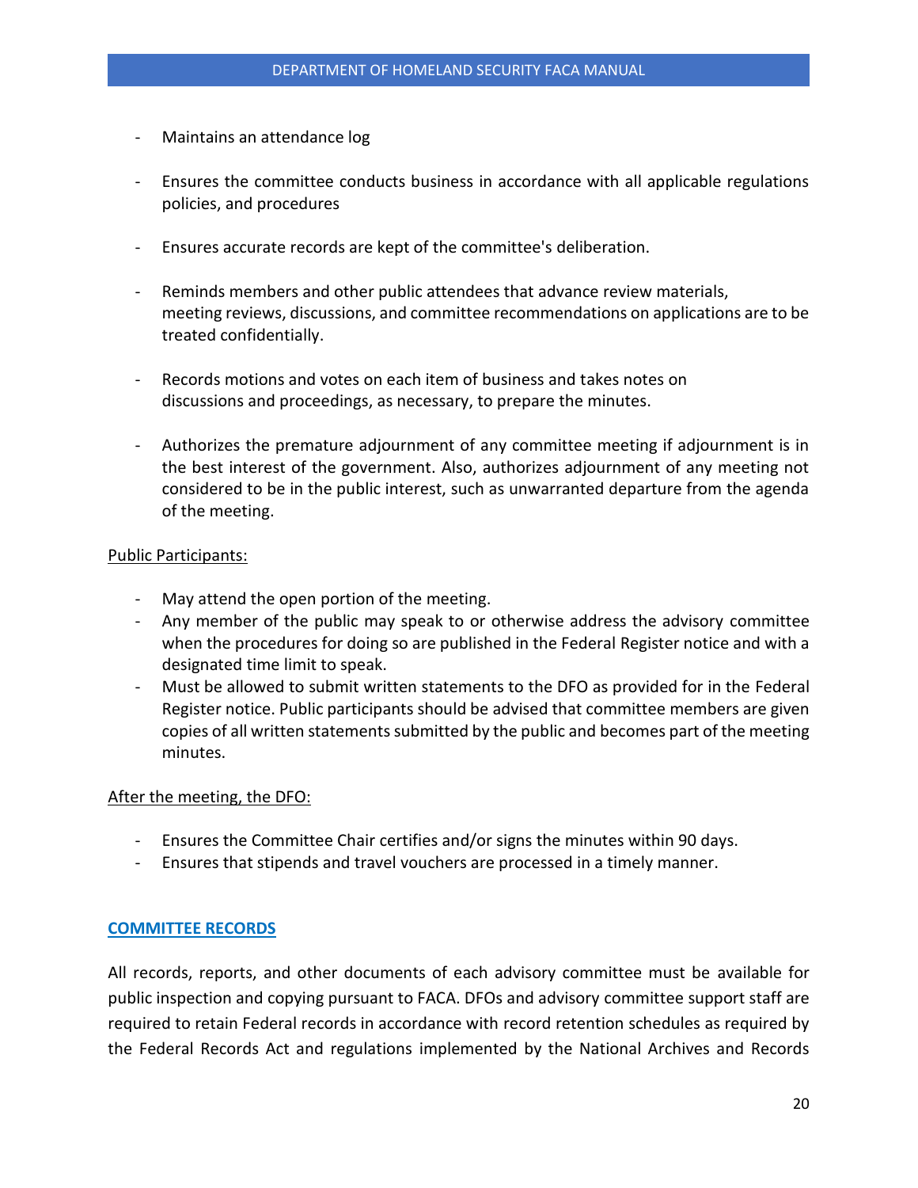- Maintains an attendance log

- Ensures the committee conducts business in accordance with all applicable regulations policies, and procedures

- Ensures accurate records are kept of the committee's deliberation.

- Reminds members and other public attendees that advance review materials, meeting reviews, discussions, and committee recommendations on applications are to be treated confidentially.

- Records motions and votes on each item of business and takes notes on discussions and proceedings, as necessary, to prepare the minutes.

- Authorizes the premature adjournment of any committee meeting if adjournment is in the best interest of the government. Also, authorizes adjournment of any meeting not considered to be in the public interest, such as unwarranted departure from the agenda of the meeting.

<u>Public Participants:</u>

- May attend the open portion of the meeting.
- Any member of the public may speak to or otherwise address the advisory committee when the procedures for doing so are published in the Federal Register notice and with a designated time limit to speak.
- Must be allowed to submit written statements to the DFO as provided for in the Federal Register notice. Public participants should be advised that committee members are given copies of all written statements submitted by the public and becomes part of the meeting minutes.

<u>After the meeting, the DFO:</u>

- Ensures the Committee Chair certifies and/or signs the minutes within 90 days.
- Ensures that stipends and travel vouchers are processed in a timely manner.

## COMMITTEE RECORDS

All records, reports, and other documents of each advisory committee must be available for public inspection and copying pursuant to FACA. DFOs and advisory committee support staff are required to retain Federal records in accordance with record retention schedules as required by the Federal Records Act and regulations implemented by the National Archives and Records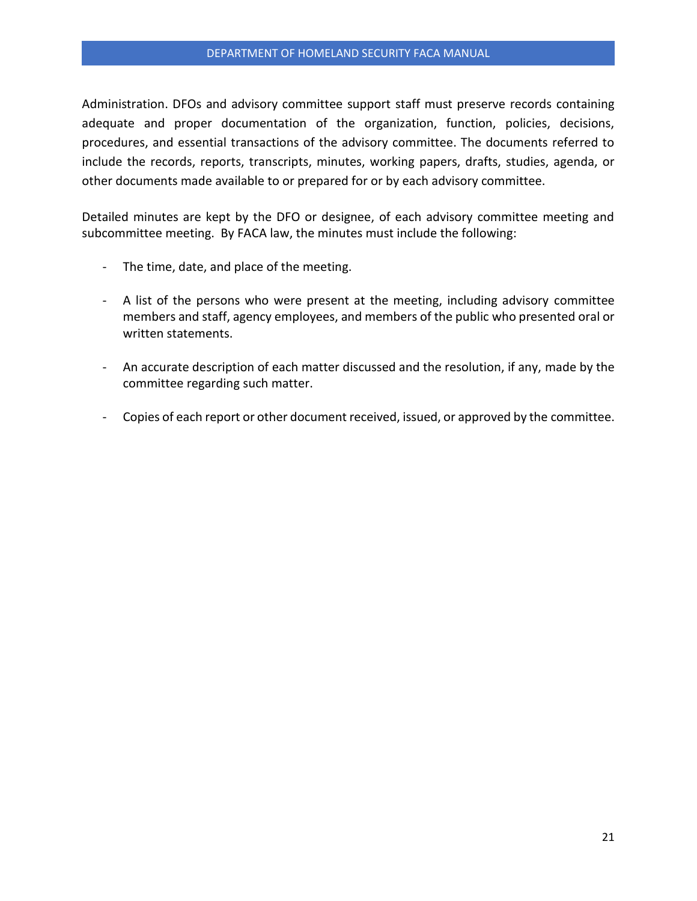Administration. DFOs and advisory committee support staff must preserve records containing adequate and proper documentation of the organization, function, policies, decisions, procedures, and essential transactions of the advisory committee. The documents referred to include the records, reports, transcripts, minutes, working papers, drafts, studies, agenda, or other documents made available to or prepared for or by each advisory committee.

Detailed minutes are kept by the DFO or designee, of each advisory committee meeting and subcommittee meeting. By FACA law, the minutes must include the following:

- The time, date, and place of the meeting.
- A list of the persons who were present at the meeting, including advisory committee members and staff, agency employees, and members of the public who presented oral or written statements.
- An accurate description of each matter discussed and the resolution, if any, made by the committee regarding such matter.
- Copies of each report or other document received, issued, or approved by the committee.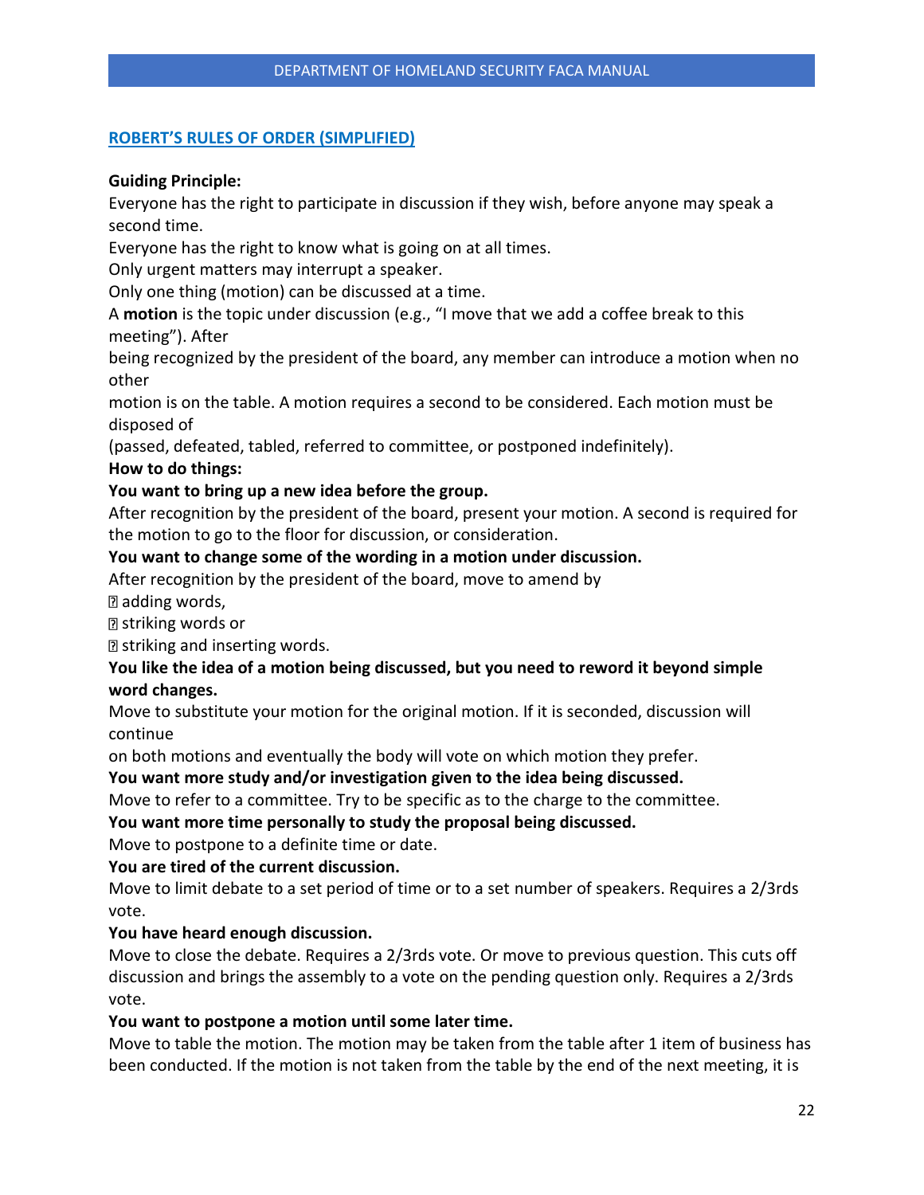## [ROBERT'S RULES OF ORDER (SIMPLIFIED)]()

**Guiding Principle:**

Everyone has the right to participate in discussion if they wish, before anyone may speak a second time.

Everyone has the right to know what is going on at all times.

Only urgent matters may interrupt a speaker.

Only one thing (motion) can be discussed at a time.

A **motion** is the topic under discussion (e.g., "I move that we add a coffee break to this meeting"). After being recognized by the president of the board, any member can introduce a motion when no other motion is on the table. A motion requires a second to be considered. Each motion must be disposed of (passed, defeated, tabled, referred to committee, or postponed indefinitely).

**How to do things:**

**You want to bring up a new idea before the group.**

After recognition by the president of the board, present your motion. A second is required for the motion to go to the floor for discussion, or consideration.

**You want to change some of the wording in a motion under discussion.**

After recognition by the president of the board, move to amend by

- adding words,
- striking words or
- striking and inserting words.

**You like the idea of a motion being discussed, but you need to reword it beyond simple word changes.**

Move to substitute your motion for the original motion. If it is seconded, discussion will continue on both motions and eventually the body will vote on which motion they prefer.

**You want more study and/or investigation given to the idea being discussed.**

Move to refer to a committee. Try to be specific as to the charge to the committee.

**You want more time personally to study the proposal being discussed.**

Move to postpone to a definite time or date.

**You are tired of the current discussion.**

Move to limit debate to a set period of time or to a set number of speakers. Requires a 2/3rds vote.

**You have heard enough discussion.**

Move to close the debate. Requires a 2/3rds vote. Or move to previous question. This cuts off discussion and brings the assembly to a vote on the pending question only. Requires a 2/3rds vote.

**You want to postpone a motion until some later time.**

Move to table the motion. The motion may be taken from the table after 1 item of business has been conducted. If the motion is not taken from the table by the end of the next meeting, it is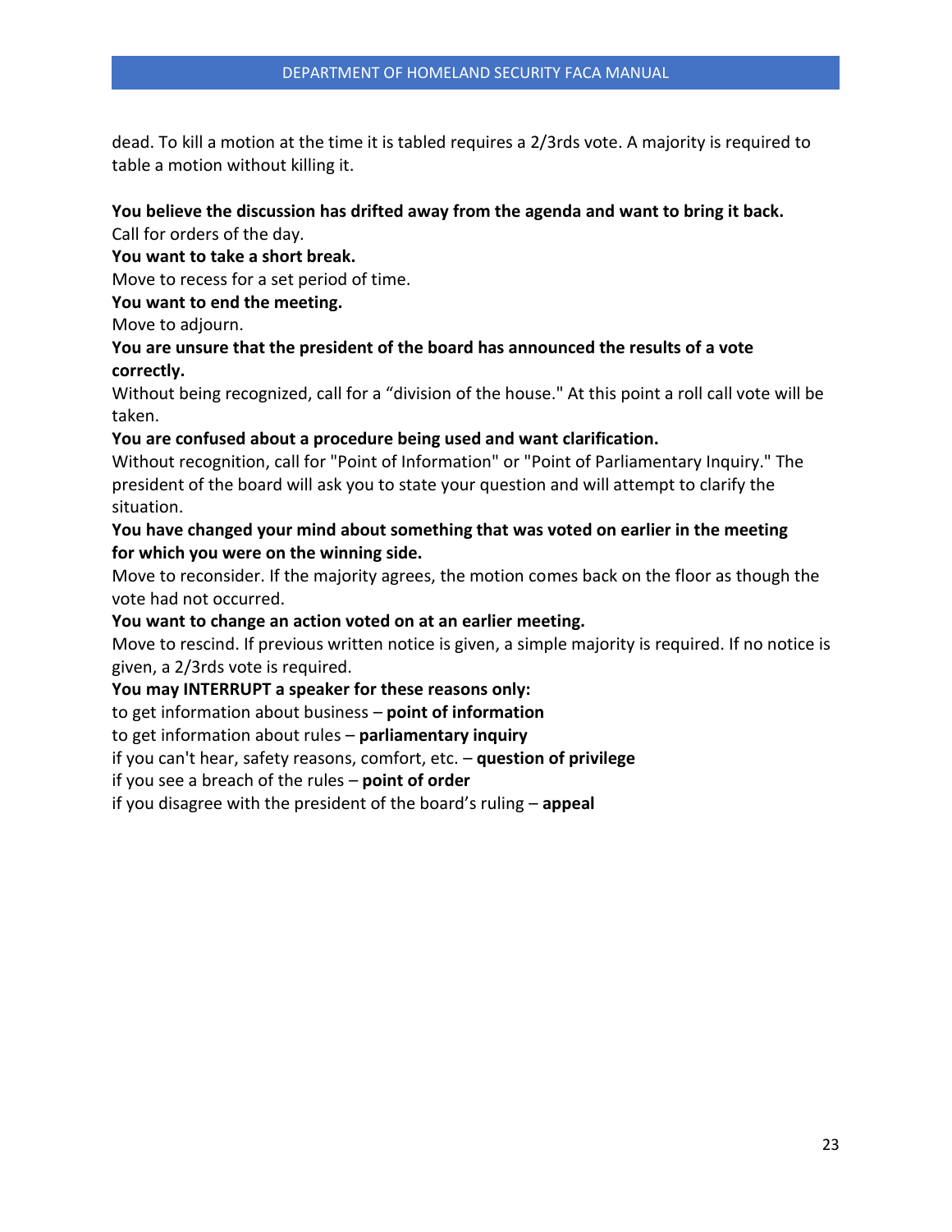dead. To kill a motion at the time it is tabled requires a 2/3rds vote. A majority is required to table a motion without killing it.

**You believe the discussion has drifted away from the agenda and want to bring it back.**
Call for orders of the day.

**You want to take a short break.**
Move to recess for a set period of time.

**You want to end the meeting.**
Move to adjourn.

**You are unsure that the president of the board has announced the results of a vote correctly.**
Without being recognized, call for a "division of the house." At this point a roll call vote will be taken.

**You are confused about a procedure being used and want clarification.**
Without recognition, call for "Point of Information" or "Point of Parliamentary Inquiry." The president of the board will ask you to state your question and will attempt to clarify the situation.

**You have changed your mind about something that was voted on earlier in the meeting for which you were on the winning side.**
Move to reconsider. If the majority agrees, the motion comes back on the floor as though the vote had not occurred.

**You want to change an action voted on at an earlier meeting.**
Move to rescind. If previous written notice is given, a simple majority is required. If no notice is given, a 2/3rds vote is required.

**You may INTERRUPT a speaker for these reasons only:**
to get information about business – **point of information**
to get information about rules – **parliamentary inquiry**
if you can't hear, safety reasons, comfort, etc. – **question of privilege**
if you see a breach of the rules – **point of order**
if you disagree with the president of the board's ruling – **appeal**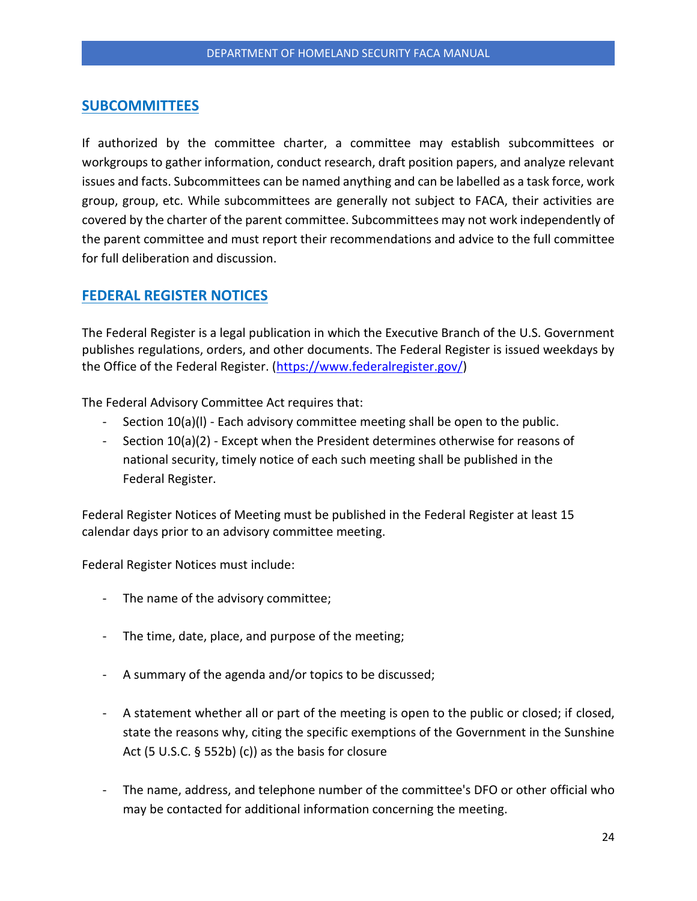## SUBCOMMITTEES

If authorized by the committee charter, a committee may establish subcommittees or workgroups to gather information, conduct research, draft position papers, and analyze relevant issues and facts. Subcommittees can be named anything and can be labelled as a task force, work group, group, etc. While subcommittees are generally not subject to FACA, their activities are covered by the charter of the parent committee. Subcommittees may not work independently of the parent committee and must report their recommendations and advice to the full committee for full deliberation and discussion.

## FEDERAL REGISTER NOTICES

The Federal Register is a legal publication in which the Executive Branch of the U.S. Government publishes regulations, orders, and other documents. The Federal Register is issued weekdays by the Office of the Federal Register. (https://www.federalregister.gov/)

The Federal Advisory Committee Act requires that:

- Section 10(a)(l) - Each advisory committee meeting shall be open to the public.
- Section 10(a)(2) - Except when the President determines otherwise for reasons of national security, timely notice of each such meeting shall be published in the Federal Register.

Federal Register Notices of Meeting must be published in the Federal Register at least 15 calendar days prior to an advisory committee meeting.

Federal Register Notices must include:

- The name of the advisory committee;
- The time, date, place, and purpose of the meeting;
- A summary of the agenda and/or topics to be discussed;
- A statement whether all or part of the meeting is open to the public or closed; if closed, state the reasons why, citing the specific exemptions of the Government in the Sunshine Act (5 U.S.C. § 552b) (c)) as the basis for closure
- The name, address, and telephone number of the committee's DFO or other official who may be contacted for additional information concerning the meeting.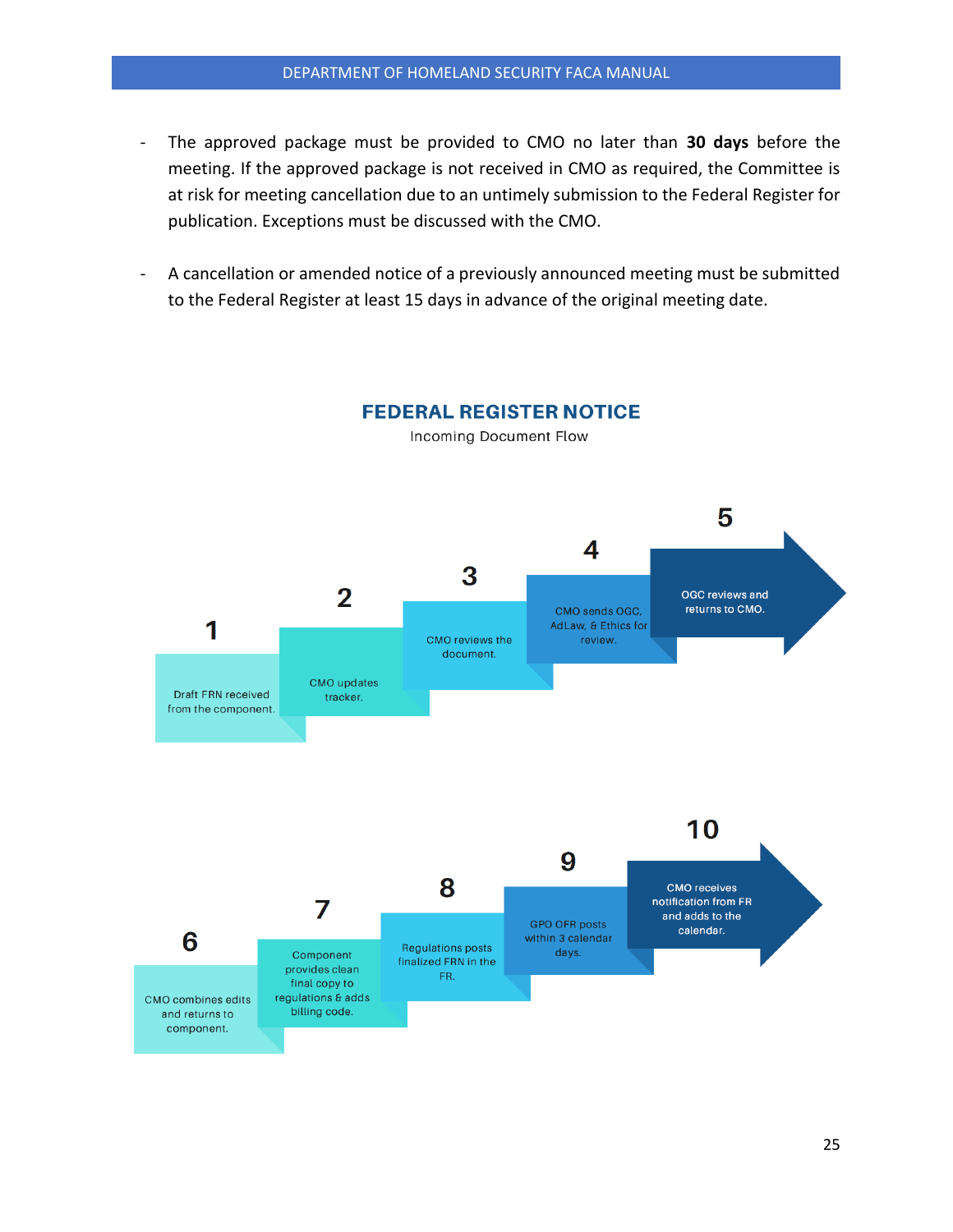- The approved package must be provided to CMO no later than **30 days** before the meeting. If the approved package is not received in CMO as required, the Committee is at risk for meeting cancellation due to an untimely submission to the Federal Register for publication. Exceptions must be discussed with the CMO.

- A cancellation or amended notice of a previously announced meeting must be submitted to the Federal Register at least 15 days in advance of the original meeting date.

FEDERAL REGISTER NOTICE

Incoming Document Flow

1 Draft FRN received from the component.

2 CMO updates tracker.

3 CMO reviews the document.

4 CMO sends OGC, AdLaw, & Ethics for review.

5 OGC reviews and returns to CMO.

6 CMO combines edits and returns to component.

7 Component provides clean final copy to regulations & adds billing code.

8 Regulations posts finalized FRN in the FR.

9 GPO OFR posts within 3 calendar days.

10 CMO receives notification from FR and adds to the calendar.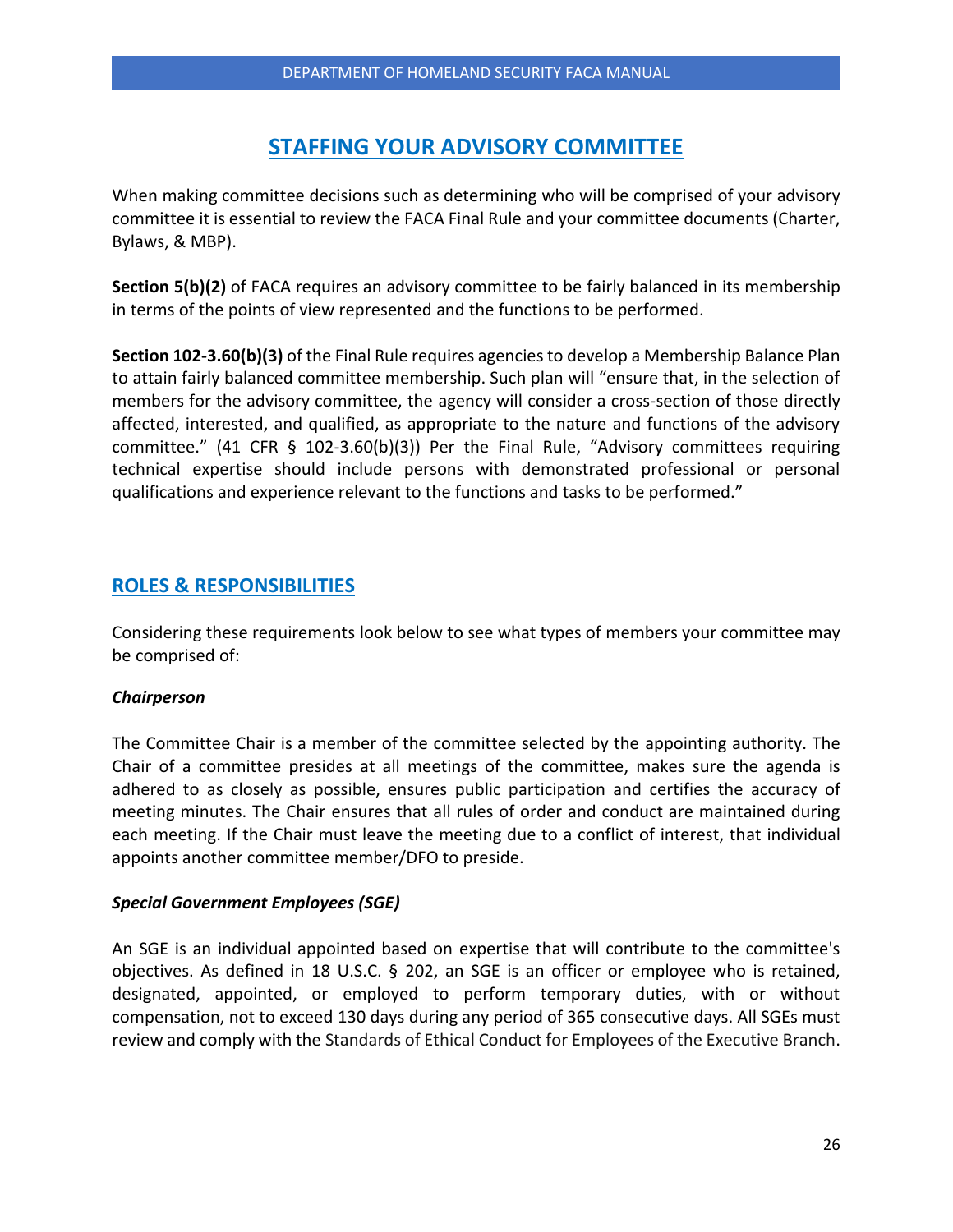# STAFFING YOUR ADVISORY COMMITTEE

When making committee decisions such as determining who will be comprised of your advisory committee it is essential to review the FACA Final Rule and your committee documents (Charter, Bylaws, & MBP).

**Section 5(b)(2)** of FACA requires an advisory committee to be fairly balanced in its membership in terms of the points of view represented and the functions to be performed.

**Section 102-3.60(b)(3)** of the Final Rule requires agencies to develop a Membership Balance Plan to attain fairly balanced committee membership. Such plan will "ensure that, in the selection of members for the advisory committee, the agency will consider a cross-section of those directly affected, interested, and qualified, as appropriate to the nature and functions of the advisory committee." (41 CFR § 102-3.60(b)(3)) Per the Final Rule, "Advisory committees requiring technical expertise should include persons with demonstrated professional or personal qualifications and experience relevant to the functions and tasks to be performed."

## ROLES & RESPONSIBILITIES

Considering these requirements look below to see what types of members your committee may be comprised of:

### *Chairperson*

The Committee Chair is a member of the committee selected by the appointing authority. The Chair of a committee presides at all meetings of the committee, makes sure the agenda is adhered to as closely as possible, ensures public participation and certifies the accuracy of meeting minutes. The Chair ensures that all rules of order and conduct are maintained during each meeting. If the Chair must leave the meeting due to a conflict of interest, that individual appoints another committee member/DFO to preside.

### *Special Government Employees (SGE)*

An SGE is an individual appointed based on expertise that will contribute to the committee's objectives. As defined in 18 U.S.C. § 202, an SGE is an officer or employee who is retained, designated, appointed, or employed to perform temporary duties, with or without compensation, not to exceed 130 days during any period of 365 consecutive days. All SGEs must review and comply with the Standards of Ethical Conduct for Employees of the Executive Branch.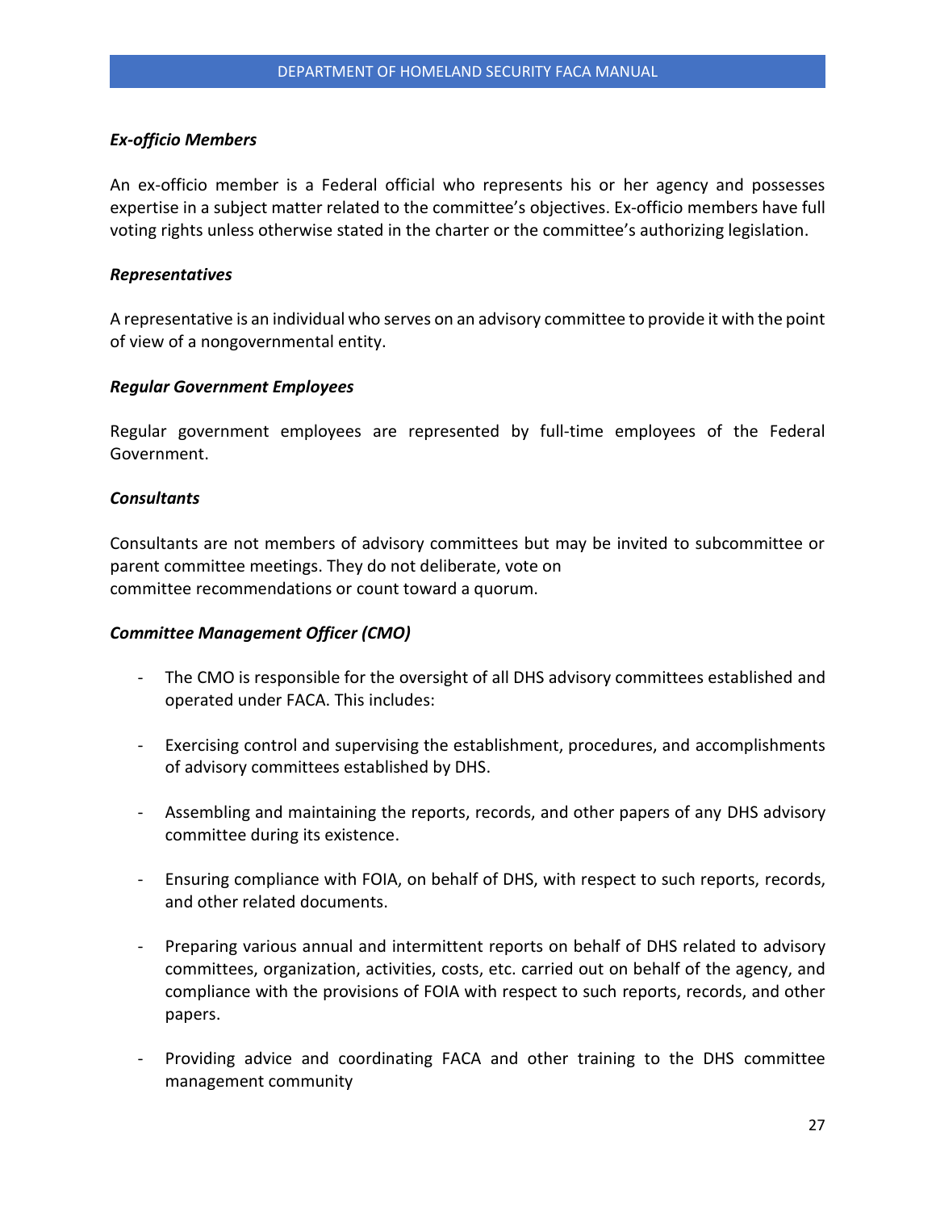***Ex-officio Members***

An ex-officio member is a Federal official who represents his or her agency and possesses expertise in a subject matter related to the committee's objectives. Ex-officio members have full voting rights unless otherwise stated in the charter or the committee's authorizing legislation.

***Representatives***

A representative is an individual who serves on an advisory committee to provide it with the point of view of a nongovernmental entity.

***Regular Government Employees***

Regular government employees are represented by full-time employees of the Federal Government.

***Consultants***

Consultants are not members of advisory committees but may be invited to subcommittee or parent committee meetings. They do not deliberate, vote on committee recommendations or count toward a quorum.

***Committee Management Officer (CMO)***

- The CMO is responsible for the oversight of all DHS advisory committees established and operated under FACA. This includes:

- Exercising control and supervising the establishment, procedures, and accomplishments of advisory committees established by DHS.

- Assembling and maintaining the reports, records, and other papers of any DHS advisory committee during its existence.

- Ensuring compliance with FOIA, on behalf of DHS, with respect to such reports, records, and other related documents.

- Preparing various annual and intermittent reports on behalf of DHS related to advisory committees, organization, activities, costs, etc. carried out on behalf of the agency, and compliance with the provisions of FOIA with respect to such reports, records, and other papers.

- Providing advice and coordinating FACA and other training to the DHS committee management community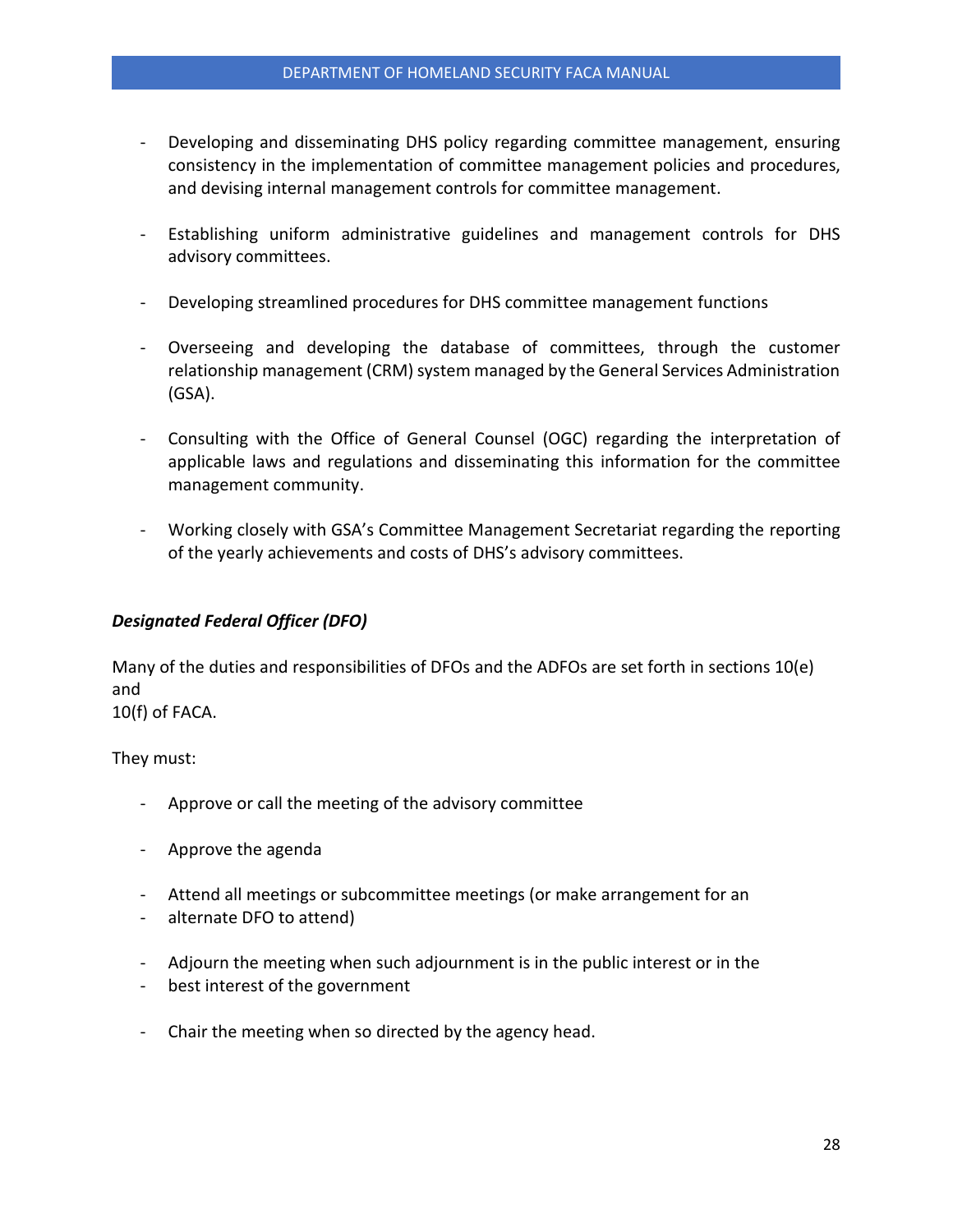- Developing and disseminating DHS policy regarding committee management, ensuring consistency in the implementation of committee management policies and procedures, and devising internal management controls for committee management.

- Establishing uniform administrative guidelines and management controls for DHS advisory committees.

- Developing streamlined procedures for DHS committee management functions

- Overseeing and developing the database of committees, through the customer relationship management (CRM) system managed by the General Services Administration (GSA).

- Consulting with the Office of General Counsel (OGC) regarding the interpretation of applicable laws and regulations and disseminating this information for the committee management community.

- Working closely with GSA's Committee Management Secretariat regarding the reporting of the yearly achievements and costs of DHS's advisory committees.

***Designated Federal Officer (DFO)***

Many of the duties and responsibilities of DFOs and the ADFOs are set forth in sections 10(e) and
10(f) of FACA.

They must:

- Approve or call the meeting of the advisory committee

- Approve the agenda

- Attend all meetings or subcommittee meetings (or make arrangement for an
- alternate DFO to attend)

- Adjourn the meeting when such adjournment is in the public interest or in the
- best interest of the government

- Chair the meeting when so directed by the agency head.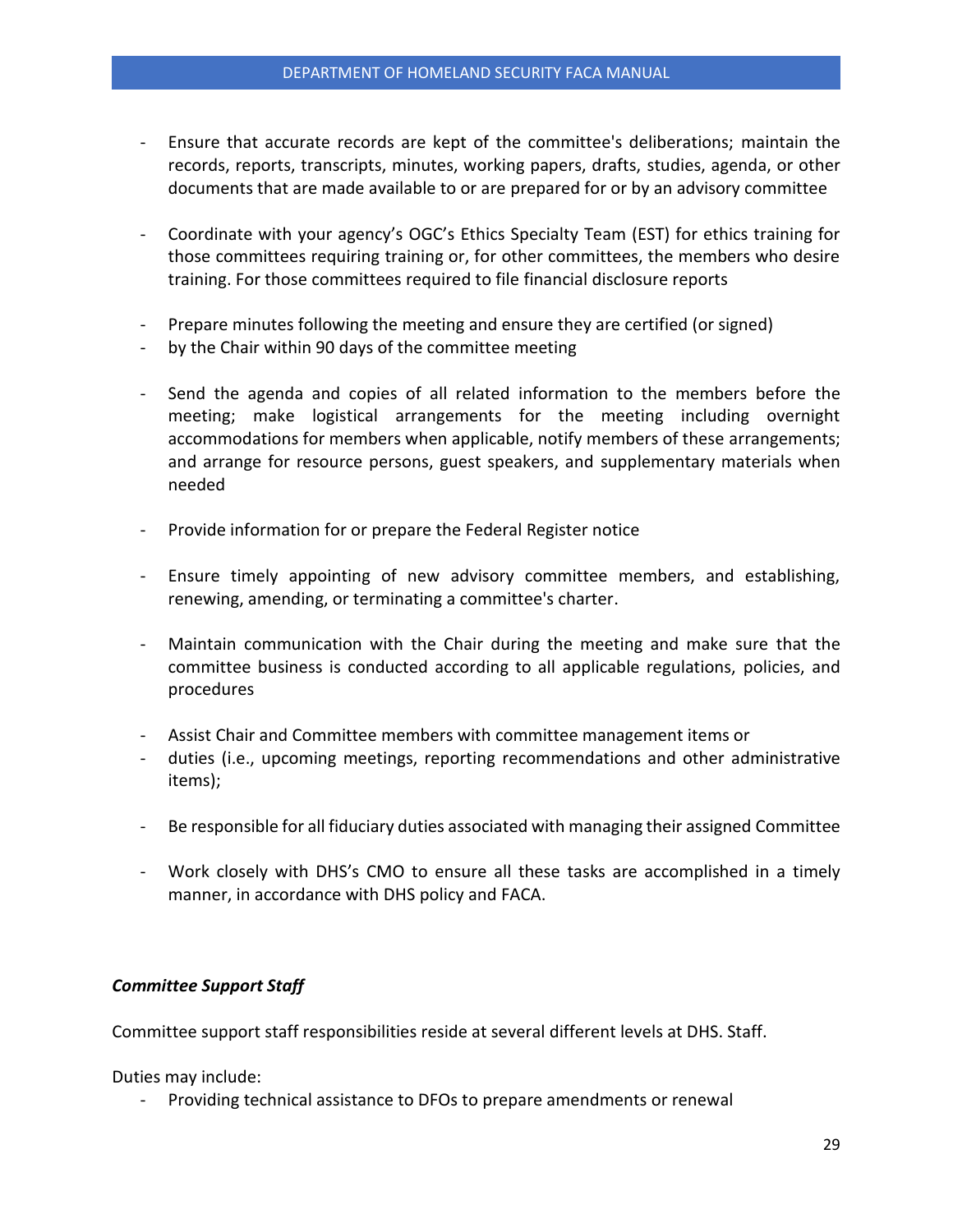- Ensure that accurate records are kept of the committee's deliberations; maintain the records, reports, transcripts, minutes, working papers, drafts, studies, agenda, or other documents that are made available to or are prepared for or by an advisory committee

- Coordinate with your agency's OGC's Ethics Specialty Team (EST) for ethics training for those committees requiring training or, for other committees, the members who desire training. For those committees required to file financial disclosure reports

- Prepare minutes following the meeting and ensure they are certified (or signed)
- by the Chair within 90 days of the committee meeting

- Send the agenda and copies of all related information to the members before the meeting; make logistical arrangements for the meeting including overnight accommodations for members when applicable, notify members of these arrangements; and arrange for resource persons, guest speakers, and supplementary materials when needed

- Provide information for or prepare the Federal Register notice

- Ensure timely appointing of new advisory committee members, and establishing, renewing, amending, or terminating a committee's charter.

- Maintain communication with the Chair during the meeting and make sure that the committee business is conducted according to all applicable regulations, policies, and procedures

- Assist Chair and Committee members with committee management items or
- duties (i.e., upcoming meetings, reporting recommendations and other administrative items);

- Be responsible for all fiduciary duties associated with managing their assigned Committee

- Work closely with DHS's CMO to ensure all these tasks are accomplished in a timely manner, in accordance with DHS policy and FACA.

***Committee Support Staff***

Committee support staff responsibilities reside at several different levels at DHS. Staff.

Duties may include:

- Providing technical assistance to DFOs to prepare amendments or renewal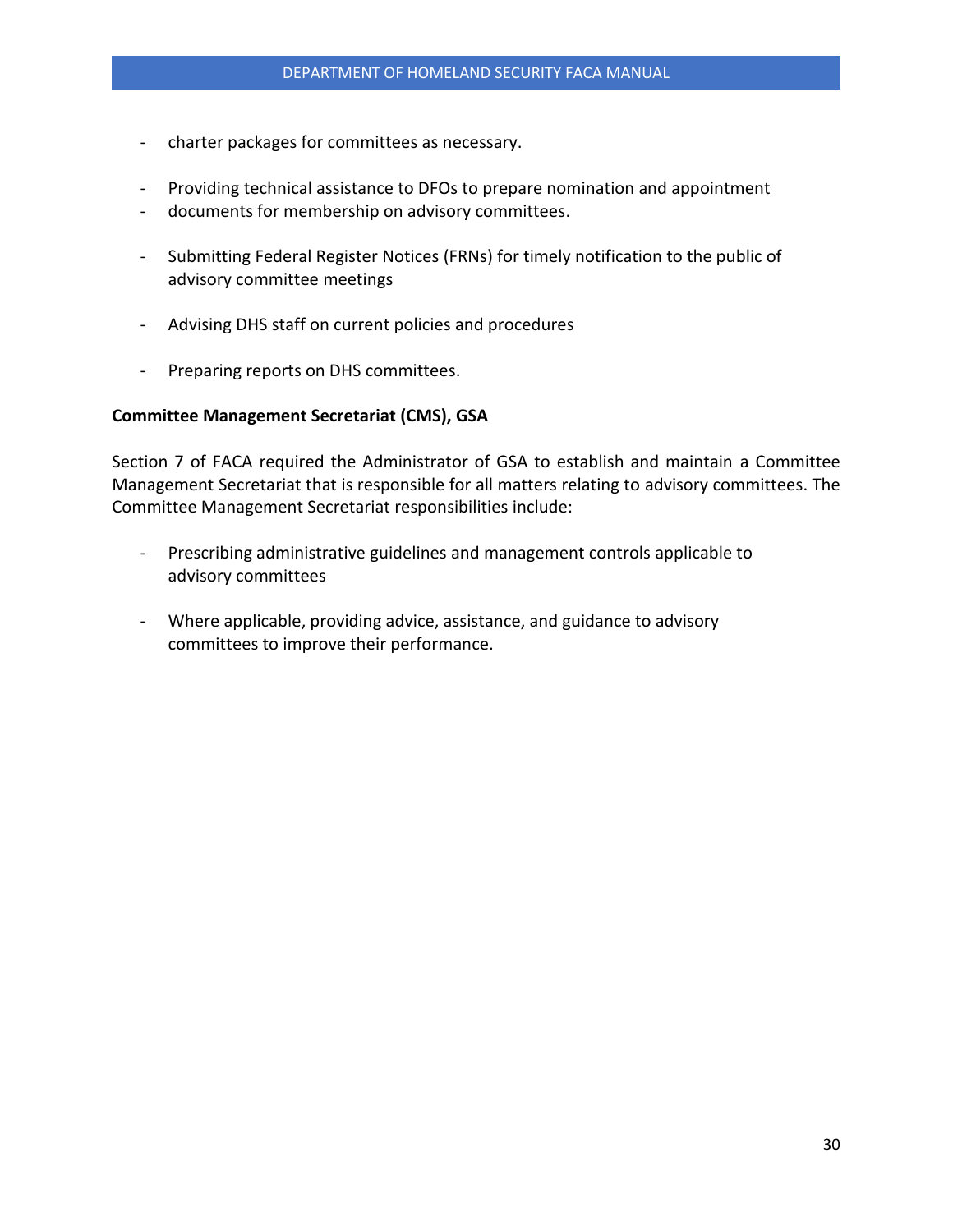- charter packages for committees as necessary.

- Providing technical assistance to DFOs to prepare nomination and appointment
- documents for membership on advisory committees.

- Submitting Federal Register Notices (FRNs) for timely notification to the public of advisory committee meetings

- Advising DHS staff on current policies and procedures

- Preparing reports on DHS committees.

**Committee Management Secretariat (CMS), GSA**

Section 7 of FACA required the Administrator of GSA to establish and maintain a Committee Management Secretariat that is responsible for all matters relating to advisory committees. The Committee Management Secretariat responsibilities include:

- Prescribing administrative guidelines and management controls applicable to advisory committees

- Where applicable, providing advice, assistance, and guidance to advisory committees to improve their performance.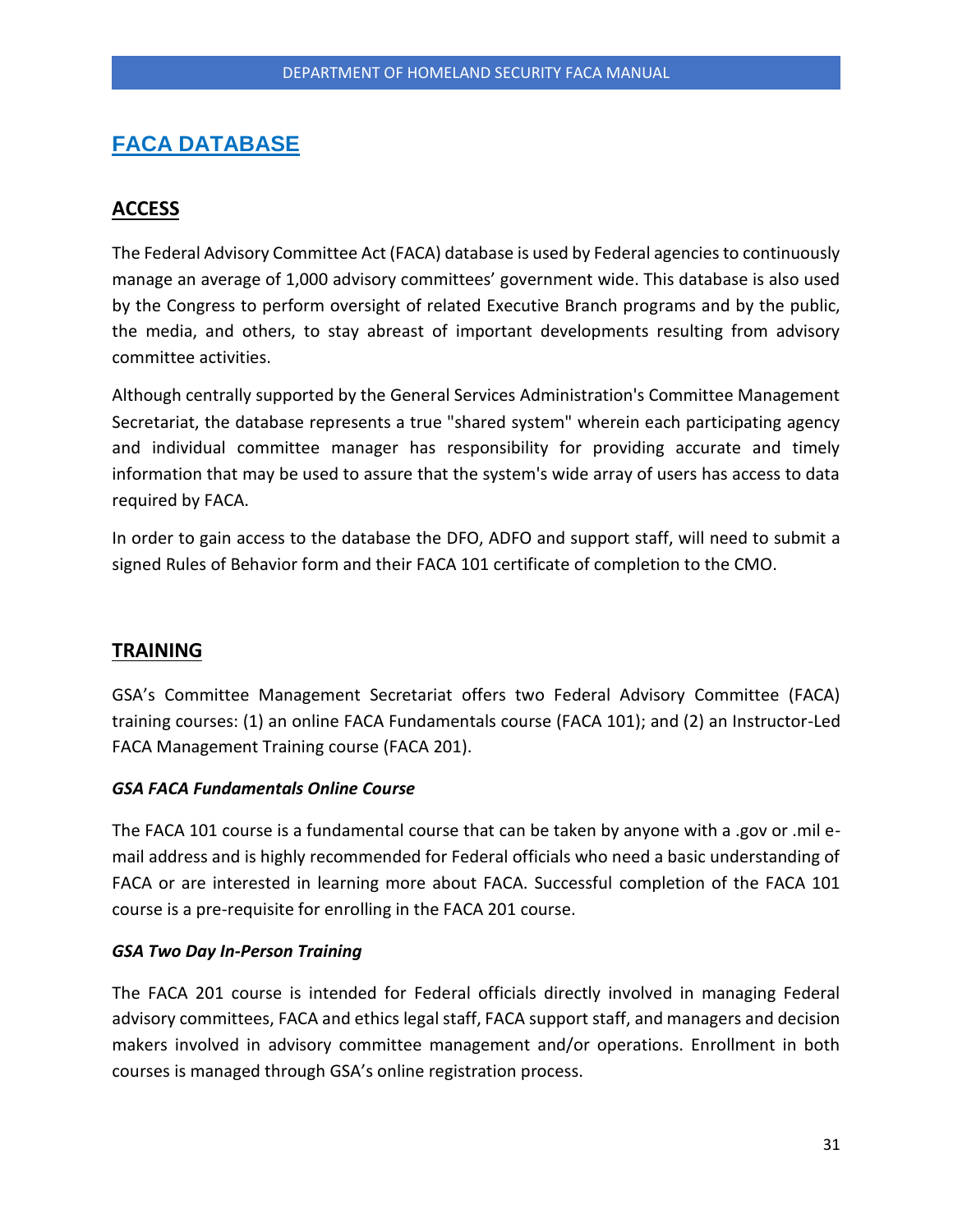# FACA DATABASE

## ACCESS

The Federal Advisory Committee Act (FACA) database is used by Federal agencies to continuously manage an average of 1,000 advisory committees' government wide. This database is also used by the Congress to perform oversight of related Executive Branch programs and by the public, the media, and others, to stay abreast of important developments resulting from advisory committee activities.

Although centrally supported by the General Services Administration's Committee Management Secretariat, the database represents a true "shared system" wherein each participating agency and individual committee manager has responsibility for providing accurate and timely information that may be used to assure that the system's wide array of users has access to data required by FACA.

In order to gain access to the database the DFO, ADFO and support staff, will need to submit a signed Rules of Behavior form and their FACA 101 certificate of completion to the CMO.

## TRAINING

GSA's Committee Management Secretariat offers two Federal Advisory Committee (FACA) training courses: (1) an online FACA Fundamentals course (FACA 101); and (2) an Instructor-Led FACA Management Training course (FACA 201).

### *GSA FACA Fundamentals Online Course*

The FACA 101 course is a fundamental course that can be taken by anyone with a .gov or .mil e-mail address and is highly recommended for Federal officials who need a basic understanding of FACA or are interested in learning more about FACA. Successful completion of the FACA 101 course is a pre-requisite for enrolling in the FACA 201 course.

### *GSA Two Day In-Person Training*

The FACA 201 course is intended for Federal officials directly involved in managing Federal advisory committees, FACA and ethics legal staff, FACA support staff, and managers and decision makers involved in advisory committee management and/or operations. Enrollment in both courses is managed through GSA's online registration process.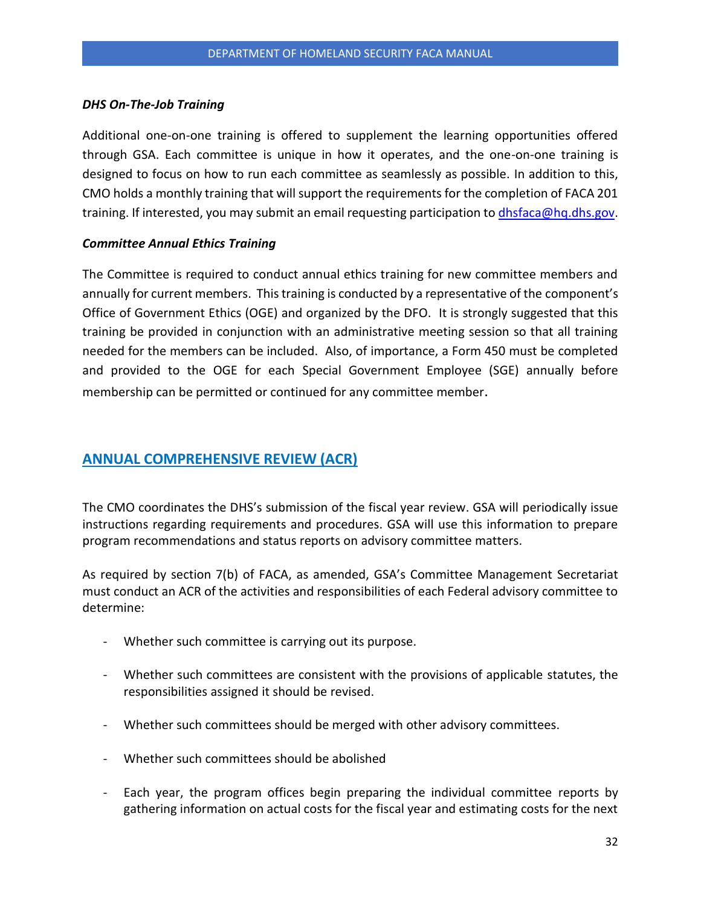***DHS On-The-Job Training***

Additional one-on-one training is offered to supplement the learning opportunities offered through GSA. Each committee is unique in how it operates, and the one-on-one training is designed to focus on how to run each committee as seamlessly as possible. In addition to this, CMO holds a monthly training that will support the requirements for the completion of FACA 201 training. If interested, you may submit an email requesting participation to dhsfaca@hq.dhs.gov.

***Committee Annual Ethics Training***

The Committee is required to conduct annual ethics training for new committee members and annually for current members. This training is conducted by a representative of the component's Office of Government Ethics (OGE) and organized by the DFO. It is strongly suggested that this training be provided in conjunction with an administrative meeting session so that all training needed for the members can be included. Also, of importance, a Form 450 must be completed and provided to the OGE for each Special Government Employee (SGE) annually before membership can be permitted or continued for any committee member.

## ANNUAL COMPREHENSIVE REVIEW (ACR)

The CMO coordinates the DHS's submission of the fiscal year review. GSA will periodically issue instructions regarding requirements and procedures. GSA will use this information to prepare program recommendations and status reports on advisory committee matters.

As required by section 7(b) of FACA, as amended, GSA's Committee Management Secretariat must conduct an ACR of the activities and responsibilities of each Federal advisory committee to determine:

- Whether such committee is carrying out its purpose.
- Whether such committees are consistent with the provisions of applicable statutes, the responsibilities assigned it should be revised.
- Whether such committees should be merged with other advisory committees.
- Whether such committees should be abolished
- Each year, the program offices begin preparing the individual committee reports by gathering information on actual costs for the fiscal year and estimating costs for the next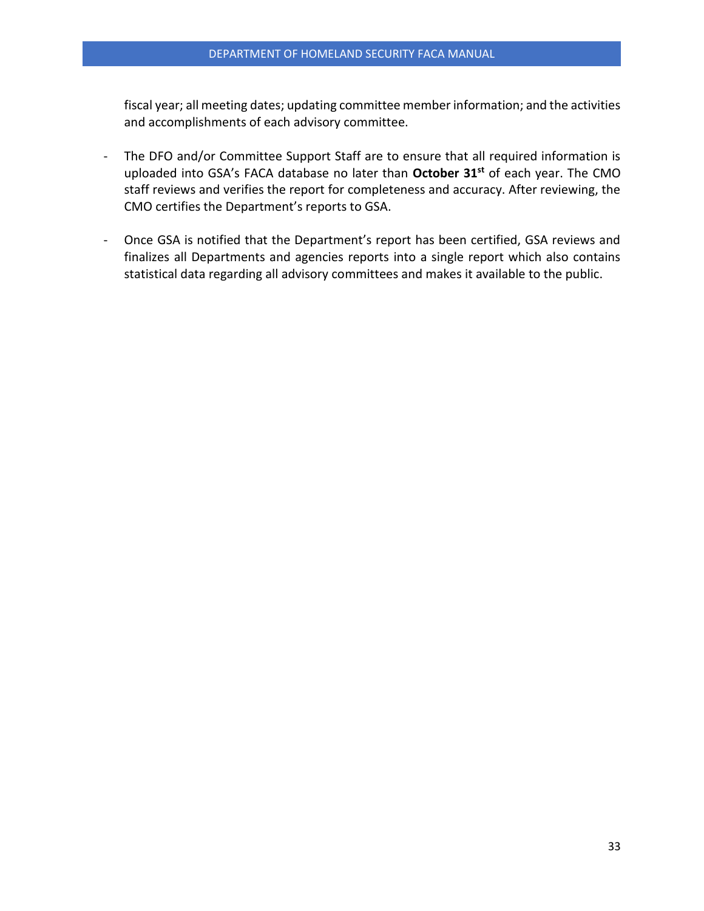fiscal year; all meeting dates; updating committee member information; and the activities and accomplishments of each advisory committee.

- The DFO and/or Committee Support Staff are to ensure that all required information is uploaded into GSA's FACA database no later than **October 31st** of each year. The CMO staff reviews and verifies the report for completeness and accuracy. After reviewing, the CMO certifies the Department's reports to GSA.

- Once GSA is notified that the Department's report has been certified, GSA reviews and finalizes all Departments and agencies reports into a single report which also contains statistical data regarding all advisory committees and makes it available to the public.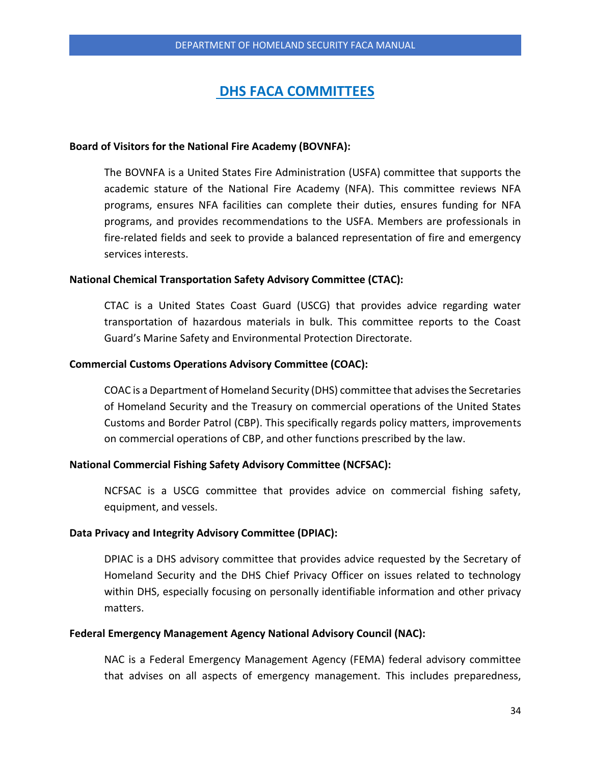## DHS FACA COMMITTEES

**Board of Visitors for the National Fire Academy (BOVNFA):**

The BOVNFA is a United States Fire Administration (USFA) committee that supports the academic stature of the National Fire Academy (NFA). This committee reviews NFA programs, ensures NFA facilities can complete their duties, ensures funding for NFA programs, and provides recommendations to the USFA. Members are professionals in fire-related fields and seek to provide a balanced representation of fire and emergency services interests.

**National Chemical Transportation Safety Advisory Committee (CTAC):**

CTAC is a United States Coast Guard (USCG) that provides advice regarding water transportation of hazardous materials in bulk. This committee reports to the Coast Guard's Marine Safety and Environmental Protection Directorate.

**Commercial Customs Operations Advisory Committee (COAC):**

COAC is a Department of Homeland Security (DHS) committee that advises the Secretaries of Homeland Security and the Treasury on commercial operations of the United States Customs and Border Patrol (CBP). This specifically regards policy matters, improvements on commercial operations of CBP, and other functions prescribed by the law.

**National Commercial Fishing Safety Advisory Committee (NCFSAC):**

NCFSAC is a USCG committee that provides advice on commercial fishing safety, equipment, and vessels.

**Data Privacy and Integrity Advisory Committee (DPIAC):**

DPIAC is a DHS advisory committee that provides advice requested by the Secretary of Homeland Security and the DHS Chief Privacy Officer on issues related to technology within DHS, especially focusing on personally identifiable information and other privacy matters.

**Federal Emergency Management Agency National Advisory Council (NAC):**

NAC is a Federal Emergency Management Agency (FEMA) federal advisory committee that advises on all aspects of emergency management. This includes preparedness,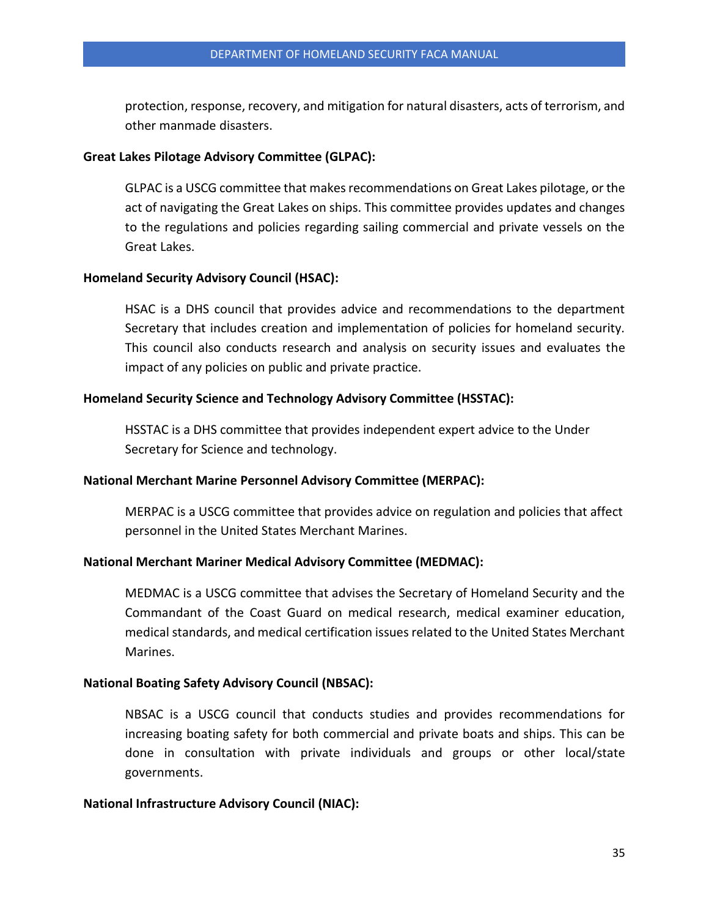protection, response, recovery, and mitigation for natural disasters, acts of terrorism, and other manmade disasters.

**Great Lakes Pilotage Advisory Committee (GLPAC):**

GLPAC is a USCG committee that makes recommendations on Great Lakes pilotage, or the act of navigating the Great Lakes on ships. This committee provides updates and changes to the regulations and policies regarding sailing commercial and private vessels on the Great Lakes.

**Homeland Security Advisory Council (HSAC):**

HSAC is a DHS council that provides advice and recommendations to the department Secretary that includes creation and implementation of policies for homeland security. This council also conducts research and analysis on security issues and evaluates the impact of any policies on public and private practice.

**Homeland Security Science and Technology Advisory Committee (HSSTAC):**

HSSTAC is a DHS committee that provides independent expert advice to the Under Secretary for Science and technology.

**National Merchant Marine Personnel Advisory Committee (MERPAC):**

MERPAC is a USCG committee that provides advice on regulation and policies that affect personnel in the United States Merchant Marines.

**National Merchant Mariner Medical Advisory Committee (MEDMAC):**

MEDMAC is a USCG committee that advises the Secretary of Homeland Security and the Commandant of the Coast Guard on medical research, medical examiner education, medical standards, and medical certification issues related to the United States Merchant Marines.

**National Boating Safety Advisory Council (NBSAC):**

NBSAC is a USCG council that conducts studies and provides recommendations for increasing boating safety for both commercial and private boats and ships. This can be done in consultation with private individuals and groups or other local/state governments.

**National Infrastructure Advisory Council (NIAC):**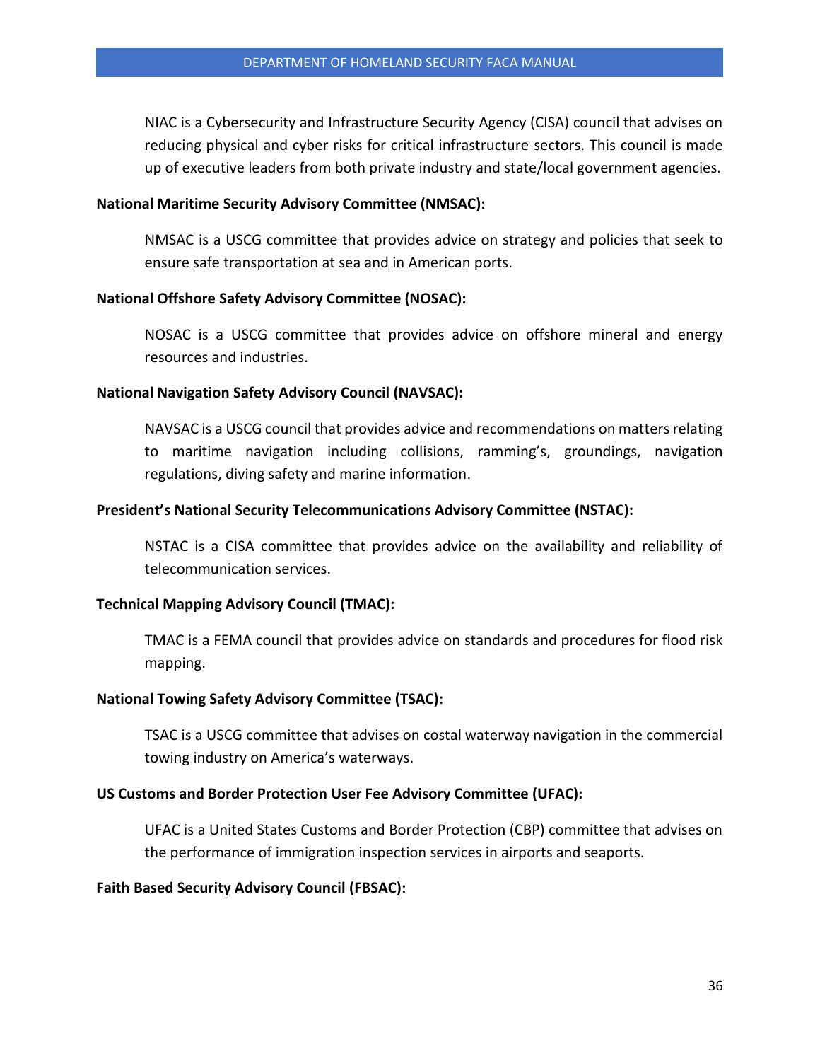NIAC is a Cybersecurity and Infrastructure Security Agency (CISA) council that advises on reducing physical and cyber risks for critical infrastructure sectors. This council is made up of executive leaders from both private industry and state/local government agencies.

**National Maritime Security Advisory Committee (NMSAC):**

NMSAC is a USCG committee that provides advice on strategy and policies that seek to ensure safe transportation at sea and in American ports.

**National Offshore Safety Advisory Committee (NOSAC):**

NOSAC is a USCG committee that provides advice on offshore mineral and energy resources and industries.

**National Navigation Safety Advisory Council (NAVSAC):**

NAVSAC is a USCG council that provides advice and recommendations on matters relating to maritime navigation including collisions, ramming's, groundings, navigation regulations, diving safety and marine information.

**President's National Security Telecommunications Advisory Committee (NSTAC):**

NSTAC is a CISA committee that provides advice on the availability and reliability of telecommunication services.

**Technical Mapping Advisory Council (TMAC):**

TMAC is a FEMA council that provides advice on standards and procedures for flood risk mapping.

**National Towing Safety Advisory Committee (TSAC):**

TSAC is a USCG committee that advises on costal waterway navigation in the commercial towing industry on America's waterways.

**US Customs and Border Protection User Fee Advisory Committee (UFAC):**

UFAC is a United States Customs and Border Protection (CBP) committee that advises on the performance of immigration inspection services in airports and seaports.

**Faith Based Security Advisory Council (FBSAC):**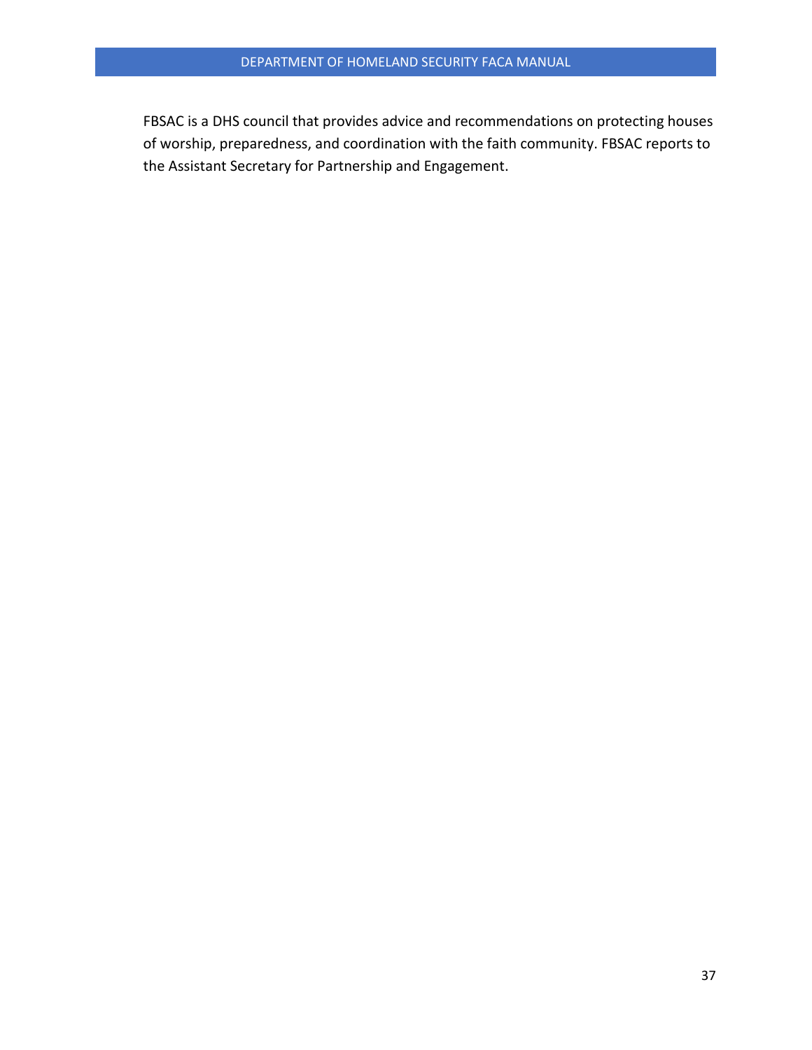FBSAC is a DHS council that provides advice and recommendations on protecting houses of worship, preparedness, and coordination with the faith community. FBSAC reports to the Assistant Secretary for Partnership and Engagement.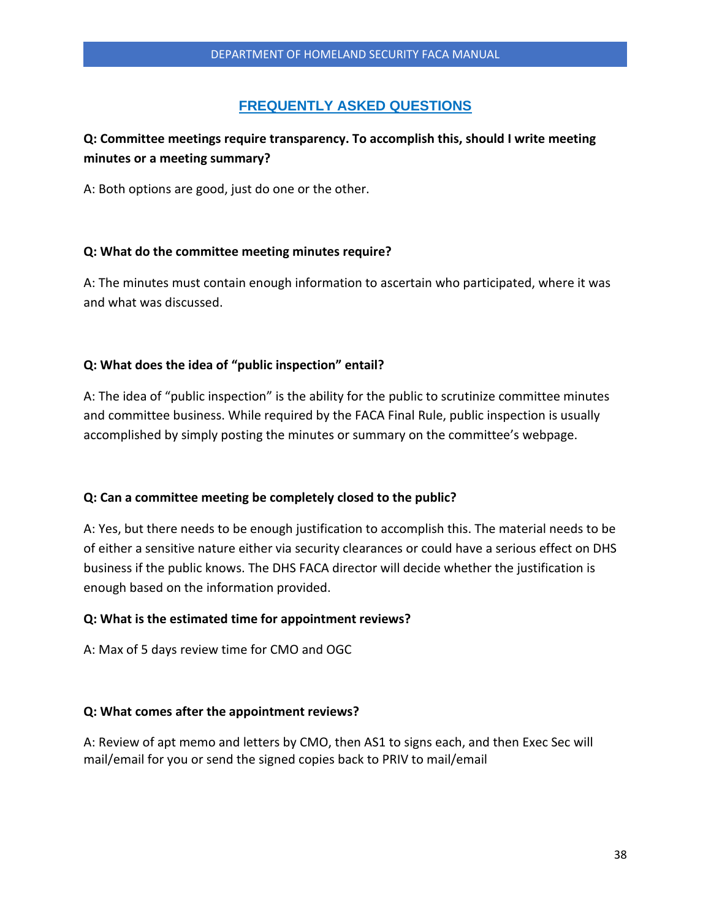## FREQUENTLY ASKED QUESTIONS

**Q: Committee meetings require transparency. To accomplish this, should I write meeting minutes or a meeting summary?**

A: Both options are good, just do one or the other.

**Q: What do the committee meeting minutes require?**

A: The minutes must contain enough information to ascertain who participated, where it was and what was discussed.

**Q: What does the idea of "public inspection" entail?**

A: The idea of "public inspection" is the ability for the public to scrutinize committee minutes and committee business. While required by the FACA Final Rule, public inspection is usually accomplished by simply posting the minutes or summary on the committee's webpage.

**Q: Can a committee meeting be completely closed to the public?**

A: Yes, but there needs to be enough justification to accomplish this. The material needs to be of either a sensitive nature either via security clearances or could have a serious effect on DHS business if the public knows. The DHS FACA director will decide whether the justification is enough based on the information provided.

**Q: What is the estimated time for appointment reviews?**

A: Max of 5 days review time for CMO and OGC

**Q: What comes after the appointment reviews?**

A: Review of apt memo and letters by CMO, then AS1 to signs each, and then Exec Sec will mail/email for you or send the signed copies back to PRIV to mail/email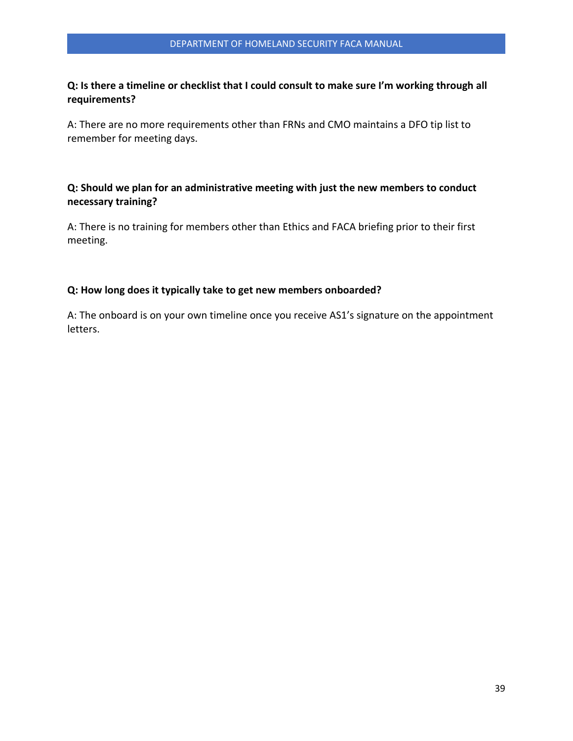**Q: Is there a timeline or checklist that I could consult to make sure I'm working through all requirements?**

A: There are no more requirements other than FRNs and CMO maintains a DFO tip list to remember for meeting days.

**Q: Should we plan for an administrative meeting with just the new members to conduct necessary training?**

A: There is no training for members other than Ethics and FACA briefing prior to their first meeting.

**Q: How long does it typically take to get new members onboarded?**

A: The onboard is on your own timeline once you receive AS1's signature on the appointment letters.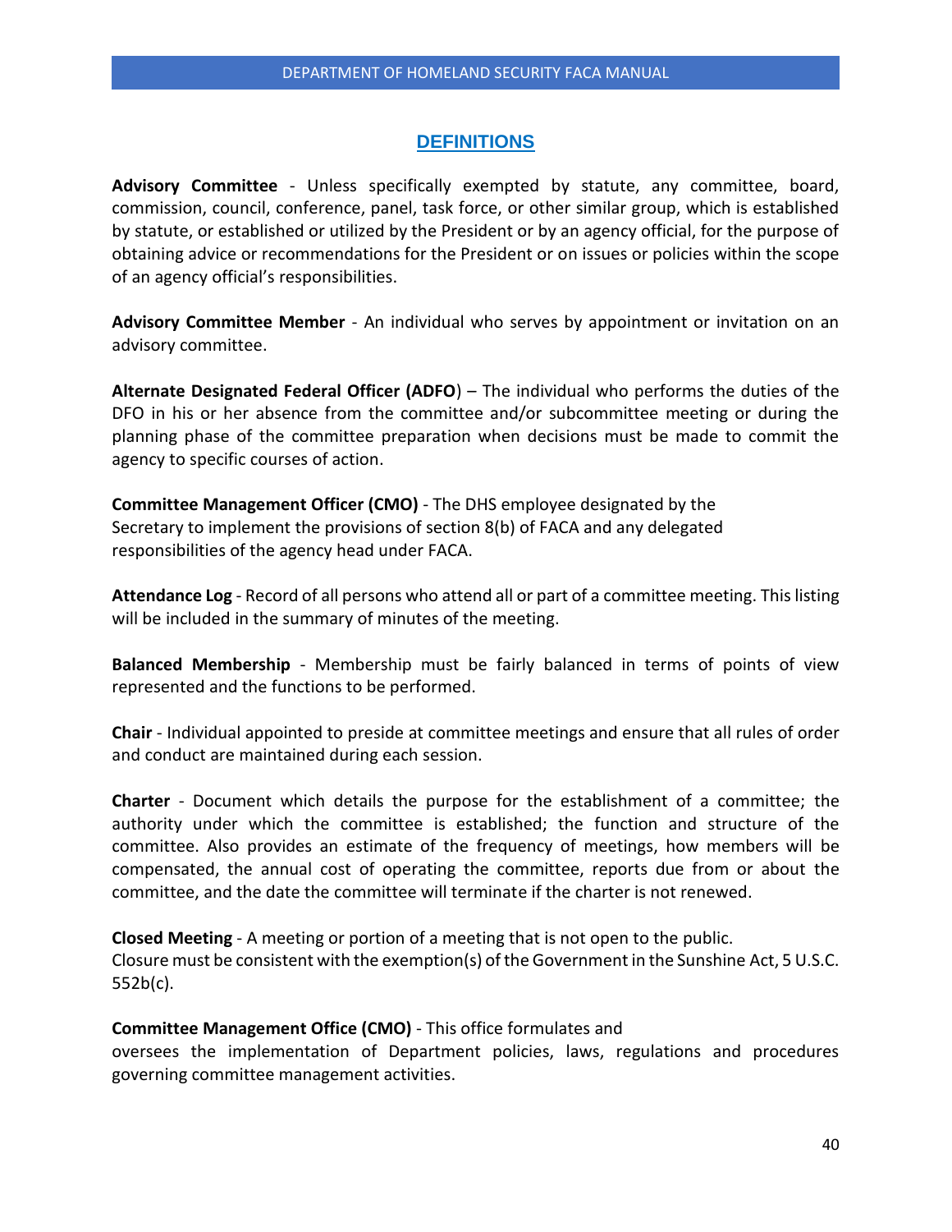## DEFINITIONS

**Advisory Committee** - Unless specifically exempted by statute, any committee, board, commission, council, conference, panel, task force, or other similar group, which is established by statute, or established or utilized by the President or by an agency official, for the purpose of obtaining advice or recommendations for the President or on issues or policies within the scope of an agency official's responsibilities.

**Advisory Committee Member** - An individual who serves by appointment or invitation on an advisory committee.

**Alternate Designated Federal Officer (ADFO**) – The individual who performs the duties of the DFO in his or her absence from the committee and/or subcommittee meeting or during the planning phase of the committee preparation when decisions must be made to commit the agency to specific courses of action.

**Committee Management Officer (CMO)** - The DHS employee designated by the Secretary to implement the provisions of section 8(b) of FACA and any delegated responsibilities of the agency head under FACA.

**Attendance Log** - Record of all persons who attend all or part of a committee meeting. This listing will be included in the summary of minutes of the meeting.

**Balanced Membership** - Membership must be fairly balanced in terms of points of view represented and the functions to be performed.

**Chair** - Individual appointed to preside at committee meetings and ensure that all rules of order and conduct are maintained during each session.

**Charter** - Document which details the purpose for the establishment of a committee; the authority under which the committee is established; the function and structure of the committee. Also provides an estimate of the frequency of meetings, how members will be compensated, the annual cost of operating the committee, reports due from or about the committee, and the date the committee will terminate if the charter is not renewed.

**Closed Meeting** - A meeting or portion of a meeting that is not open to the public. Closure must be consistent with the exemption(s) of the Government in the Sunshine Act, 5 U.S.C. 552b(c).

**Committee Management Office (CMO)** - This office formulates and oversees the implementation of Department policies, laws, regulations and procedures governing committee management activities.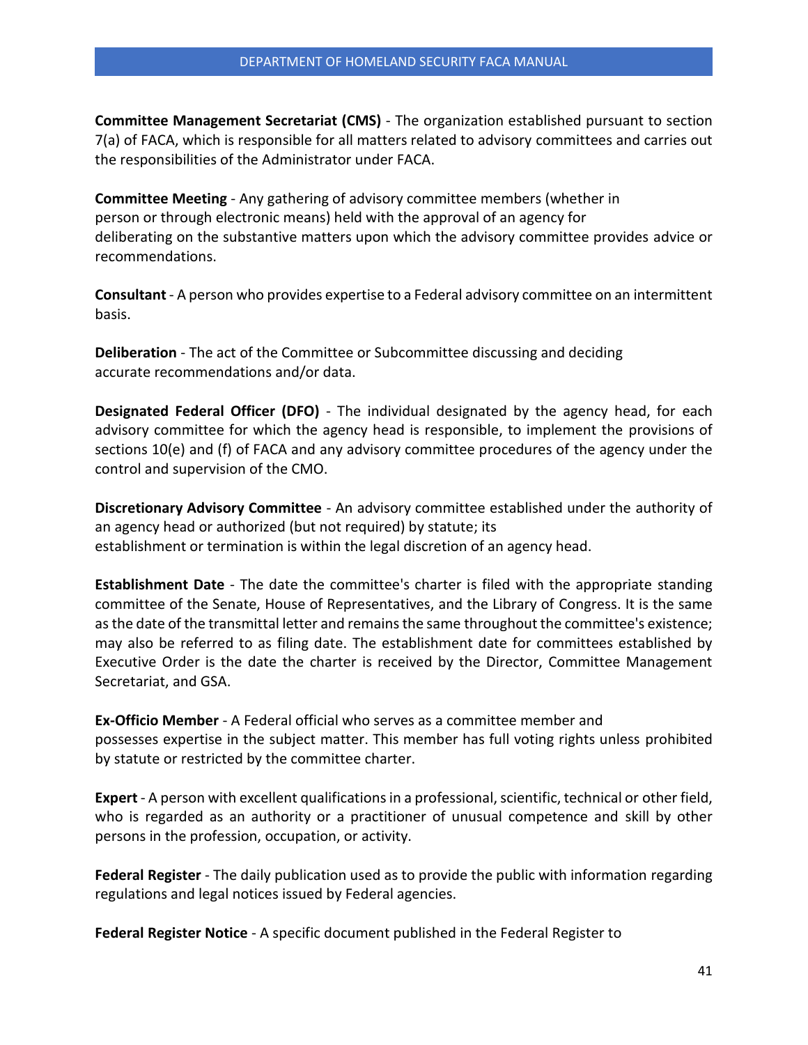**Committee Management Secretariat (CMS)** - The organization established pursuant to section 7(a) of FACA, which is responsible for all matters related to advisory committees and carries out the responsibilities of the Administrator under FACA.

**Committee Meeting** - Any gathering of advisory committee members (whether in person or through electronic means) held with the approval of an agency for deliberating on the substantive matters upon which the advisory committee provides advice or recommendations.

**Consultant** - A person who provides expertise to a Federal advisory committee on an intermittent basis.

**Deliberation** - The act of the Committee or Subcommittee discussing and deciding accurate recommendations and/or data.

**Designated Federal Officer (DFO)** - The individual designated by the agency head, for each advisory committee for which the agency head is responsible, to implement the provisions of sections 10(e) and (f) of FACA and any advisory committee procedures of the agency under the control and supervision of the CMO.

**Discretionary Advisory Committee** - An advisory committee established under the authority of an agency head or authorized (but not required) by statute; its establishment or termination is within the legal discretion of an agency head.

**Establishment Date** - The date the committee's charter is filed with the appropriate standing committee of the Senate, House of Representatives, and the Library of Congress. It is the same as the date of the transmittal letter and remains the same throughout the committee's existence; may also be referred to as filing date. The establishment date for committees established by Executive Order is the date the charter is received by the Director, Committee Management Secretariat, and GSA.

**Ex-Officio Member** - A Federal official who serves as a committee member and possesses expertise in the subject matter. This member has full voting rights unless prohibited by statute or restricted by the committee charter.

**Expert** - A person with excellent qualifications in a professional, scientific, technical or other field, who is regarded as an authority or a practitioner of unusual competence and skill by other persons in the profession, occupation, or activity.

**Federal Register** - The daily publication used as to provide the public with information regarding regulations and legal notices issued by Federal agencies.

**Federal Register Notice** - A specific document published in the Federal Register to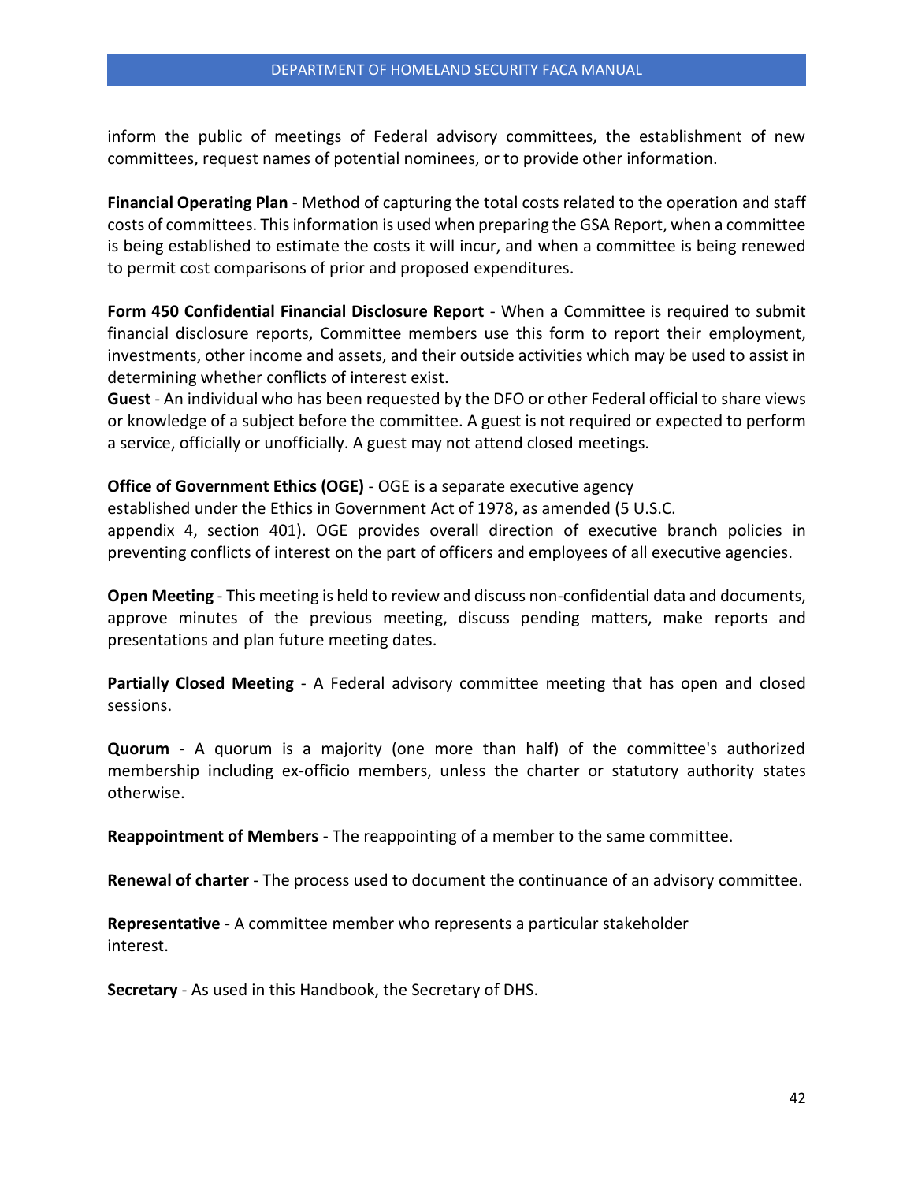inform the public of meetings of Federal advisory committees, the establishment of new committees, request names of potential nominees, or to provide other information.

**Financial Operating Plan** - Method of capturing the total costs related to the operation and staff costs of committees. This information is used when preparing the GSA Report, when a committee is being established to estimate the costs it will incur, and when a committee is being renewed to permit cost comparisons of prior and proposed expenditures.

**Form 450 Confidential Financial Disclosure Report** - When a Committee is required to submit financial disclosure reports, Committee members use this form to report their employment, investments, other income and assets, and their outside activities which may be used to assist in determining whether conflicts of interest exist.

**Guest** - An individual who has been requested by the DFO or other Federal official to share views or knowledge of a subject before the committee. A guest is not required or expected to perform a service, officially or unofficially. A guest may not attend closed meetings.

**Office of Government Ethics (OGE)** - OGE is a separate executive agency established under the Ethics in Government Act of 1978, as amended (5 U.S.C. appendix 4, section 401). OGE provides overall direction of executive branch policies in preventing conflicts of interest on the part of officers and employees of all executive agencies.

**Open Meeting** - This meeting is held to review and discuss non-confidential data and documents, approve minutes of the previous meeting, discuss pending matters, make reports and presentations and plan future meeting dates.

**Partially Closed Meeting** - A Federal advisory committee meeting that has open and closed sessions.

**Quorum** - A quorum is a majority (one more than half) of the committee's authorized membership including ex-officio members, unless the charter or statutory authority states otherwise.

**Reappointment of Members** - The reappointing of a member to the same committee.

**Renewal of charter** - The process used to document the continuance of an advisory committee.

**Representative** - A committee member who represents a particular stakeholder interest.

**Secretary** - As used in this Handbook, the Secretary of DHS.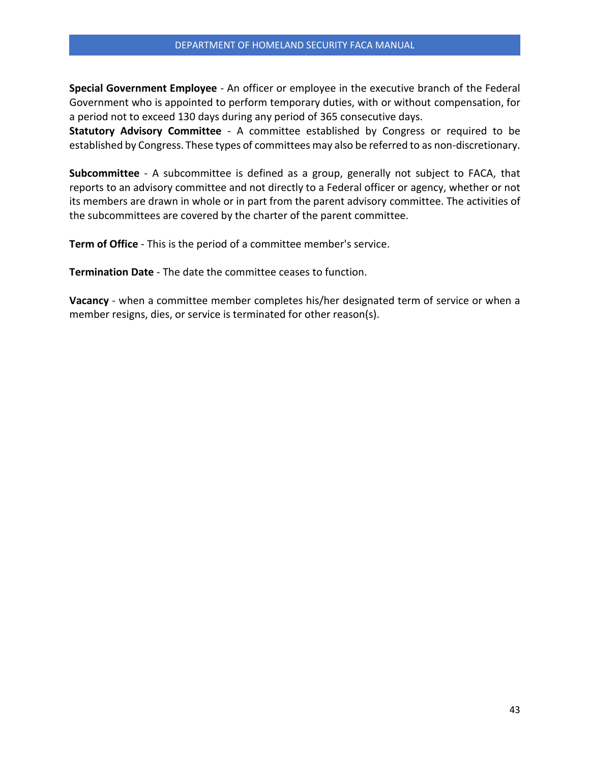**Special Government Employee** - An officer or employee in the executive branch of the Federal Government who is appointed to perform temporary duties, with or without compensation, for a period not to exceed 130 days during any period of 365 consecutive days.

**Statutory Advisory Committee** - A committee established by Congress or required to be established by Congress. These types of committees may also be referred to as non-discretionary.

**Subcommittee** - A subcommittee is defined as a group, generally not subject to FACA, that reports to an advisory committee and not directly to a Federal officer or agency, whether or not its members are drawn in whole or in part from the parent advisory committee. The activities of the subcommittees are covered by the charter of the parent committee.

**Term of Office** - This is the period of a committee member's service.

**Termination Date** - The date the committee ceases to function.

**Vacancy** - when a committee member completes his/her designated term of service or when a member resigns, dies, or service is terminated for other reason(s).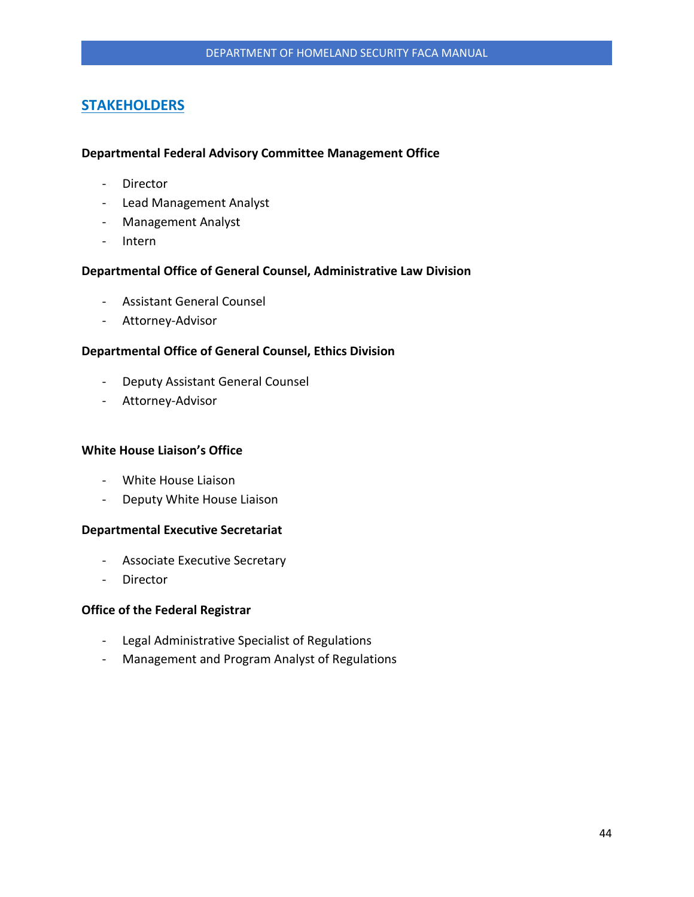## STAKEHOLDERS

**Departmental Federal Advisory Committee Management Office**

- Director
- Lead Management Analyst
- Management Analyst
- Intern

**Departmental Office of General Counsel, Administrative Law Division**

- Assistant General Counsel
- Attorney-Advisor

**Departmental Office of General Counsel, Ethics Division**

- Deputy Assistant General Counsel
- Attorney-Advisor

**White House Liaison's Office**

- White House Liaison
- Deputy White House Liaison

**Departmental Executive Secretariat**

- Associate Executive Secretary
- Director

**Office of the Federal Registrar**

- Legal Administrative Specialist of Regulations
- Management and Program Analyst of Regulations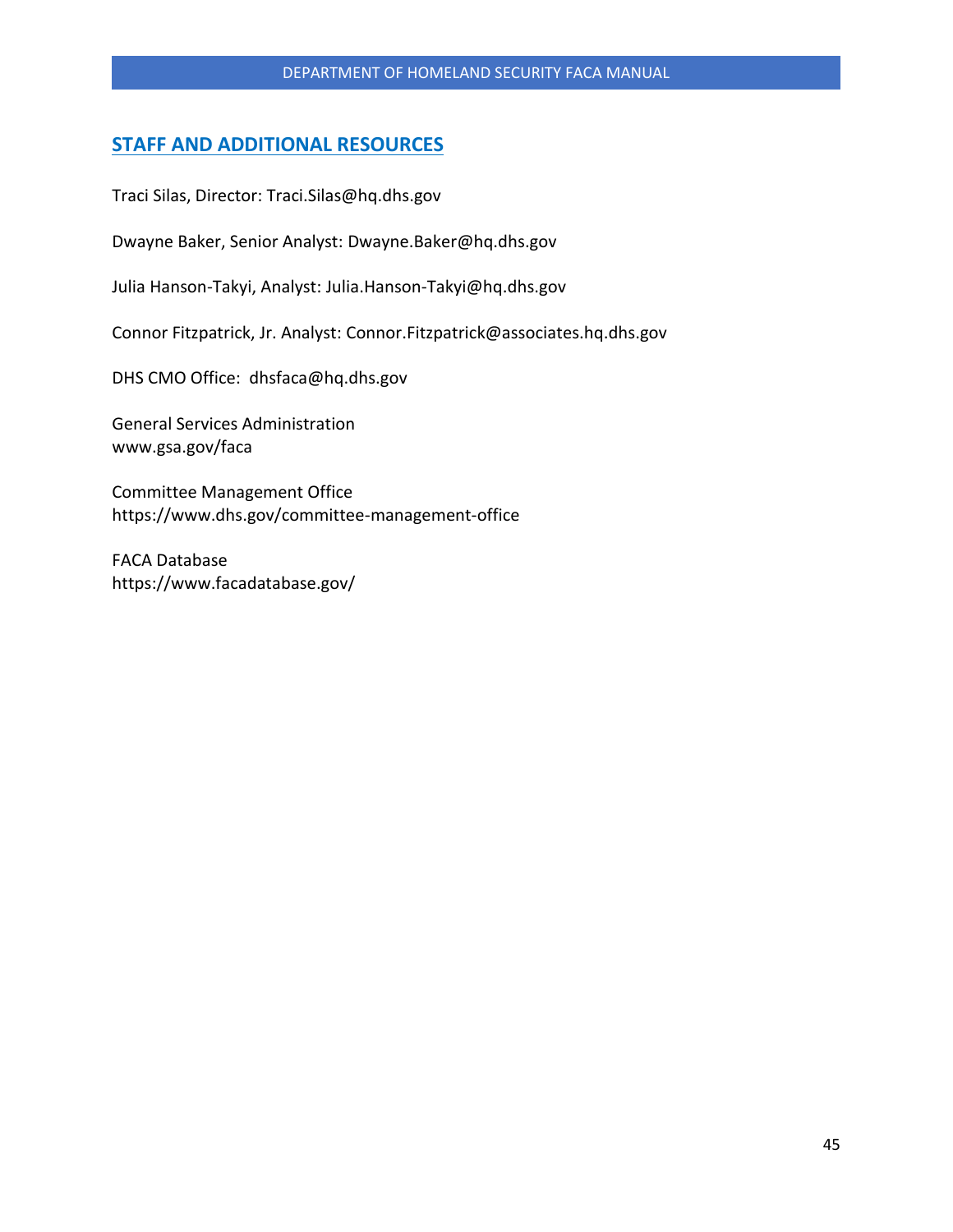## STAFF AND ADDITIONAL RESOURCES

Traci Silas, Director: Traci.Silas@hq.dhs.gov

Dwayne Baker, Senior Analyst: Dwayne.Baker@hq.dhs.gov

Julia Hanson-Takyi, Analyst: Julia.Hanson-Takyi@hq.dhs.gov

Connor Fitzpatrick, Jr. Analyst: Connor.Fitzpatrick@associates.hq.dhs.gov

DHS CMO Office: dhsfaca@hq.dhs.gov

General Services Administration
www.gsa.gov/faca

Committee Management Office
https://www.dhs.gov/committee-management-office

FACA Database
https://www.facadatabase.gov/